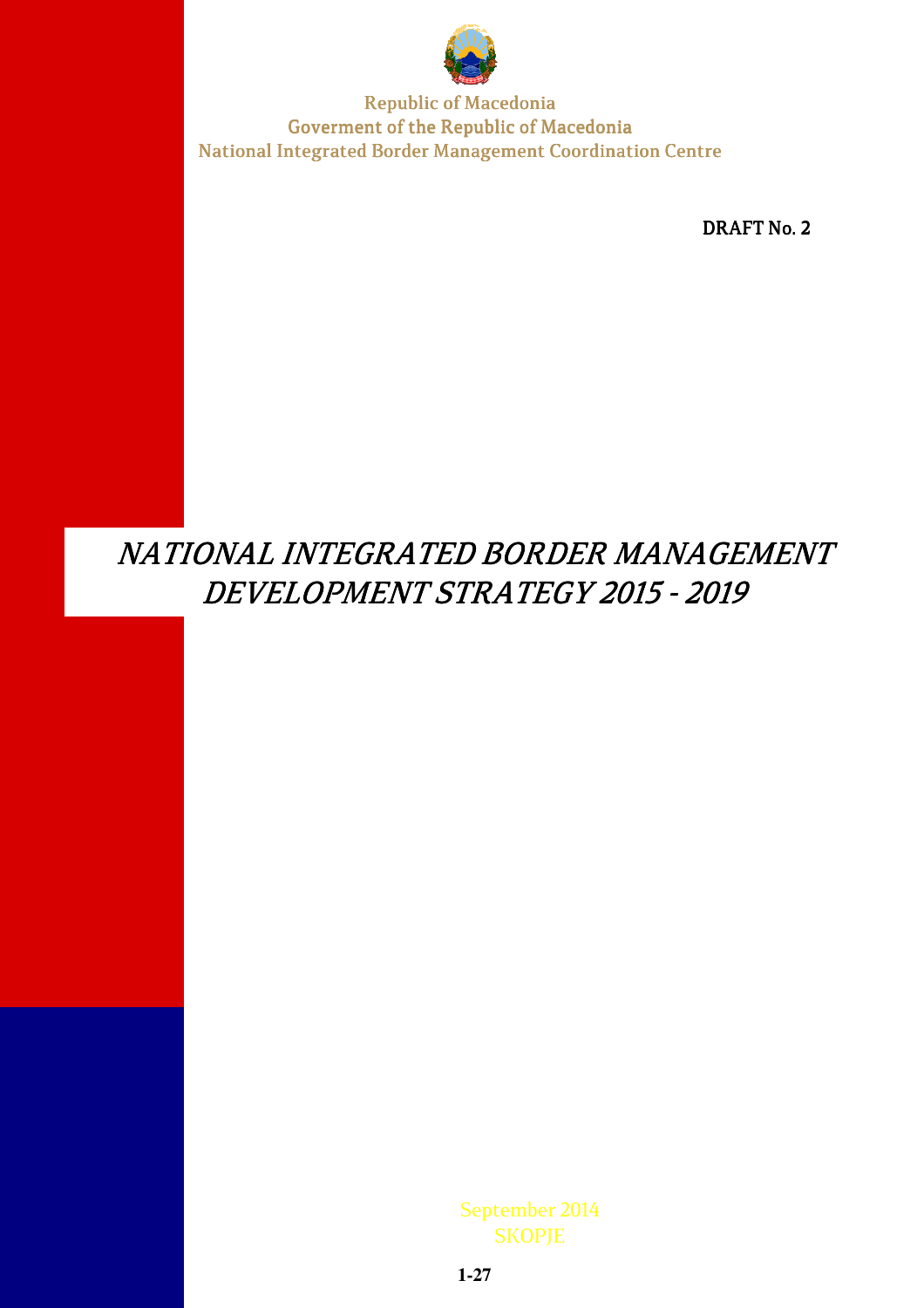Republic of Macedonia
Goverment of the Republic of Macedonia
National Integrated Border Management Coordination Centre

**DRAFT No. 2**

# *NATIONAL INTEGRATED BORDER MANAGEMENT DEVELOPMENT STRATEGY 2015 - 2019*

September 2014
SKOPJE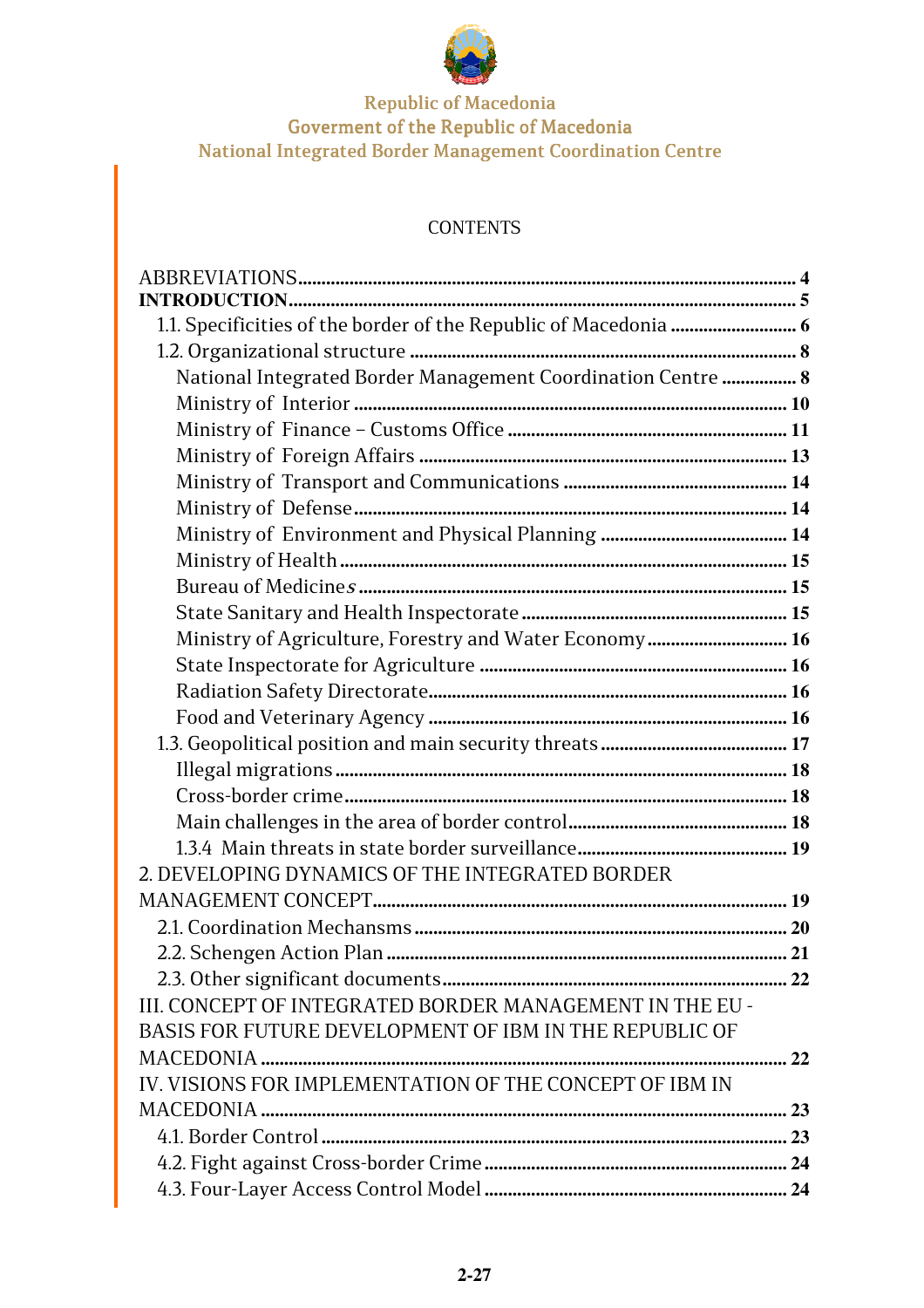Republic of Macedonia
Goverment of the Republic of Macedonia
National Integrated Border Management Coordination Centre

CONTENTS

ABBREVIATIONS........................................................................................................ 4
**INTRODUCTION**........................................................................................................ 5
- 1.1. Specificities of the border of the Republic of Macedonia ........................... 6
- 1.2. Organizational structure ................................................................................ 8
  - National Integrated Border Management Coordination Centre ................ 8
  - Ministry of Interior ........................................................................................ 10
  - Ministry of Finance – Customs Office .......................................................... 11
  - Ministry of Foreign Affairs ........................................................................... 13
  - Ministry of Transport and Communications ............................................... 14
  - Ministry of Defense......................................................................................... 14
  - Ministry of Environment and Physical Planning ........................................ 14
  - Ministry of Health ........................................................................................... 15
  - Bureau of Medicines ........................................................................................ 15
  - State Sanitary and Health Inspectorate ......................................................... 15
  - Ministry of Agriculture, Forestry and Water Economy .............................. 16
  - State Inspectorate for Agriculture ................................................................. 16
  - Radiation Safety Directorate........................................................................... 16
  - Food and Veterinary Agency ......................................................................... 16
- 1.3. Geopolitical position and main security threats ........................................ 17
  - Illegal migrations ............................................................................................. 18
  - Cross-border crime........................................................................................... 18
  - Main challenges in the area of border control.............................................. 18
  - 1.3.4 Main threats in state border surveillance............................................. 19

2. DEVELOPING DYNAMICS OF THE INTEGRATED BORDER MANAGEMENT CONCEPT........................................................................................ 19
- 2.1. Coordination Mechansms ................................................................................ 20
- 2.2. Schengen Action Plan ...................................................................................... 21
- 2.3. Other significant documents.......................................................................... 22

III. CONCEPT OF INTEGRATED BORDER MANAGEMENT IN THE EU - BASIS FOR FUTURE DEVELOPMENT OF IBM IN THE REPUBLIC OF MACEDONIA ................................................................................................................ 22

IV. VISIONS FOR IMPLEMENTATION OF THE CONCEPT OF IBM IN MACEDONIA ................................................................................................................ 23
- 4.1. Border Control ................................................................................................... 23
- 4.2. Fight against Cross-border Crime ................................................................. 24
- 4.3. Four-Layer Access Control Model ................................................................. 24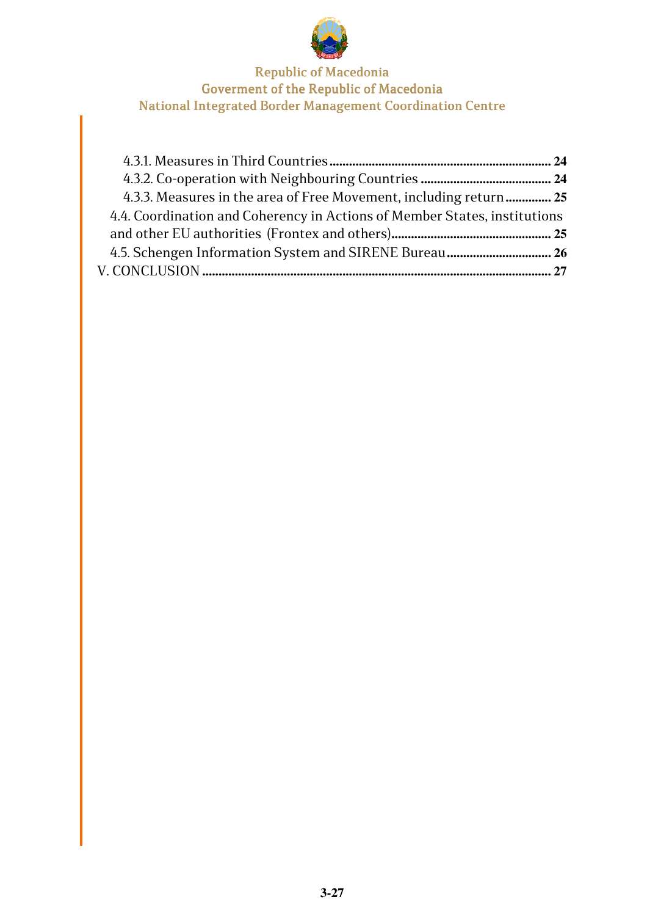4.3.1. Measures in Third Countries ........................................................................ 24

4.3.2. Co-operation with Neighbouring Countries ........................................ 24

4.3.3. Measures in the area of Free Movement, including return .............. 25

4.4. Coordination and Coherency in Actions of Member States, institutions and other EU authorities (Frontex and others) ................................................ 25

4.5. Schengen Information System and SIRENE Bureau ................................ 26

V. CONCLUSION ........................................................................................................ 27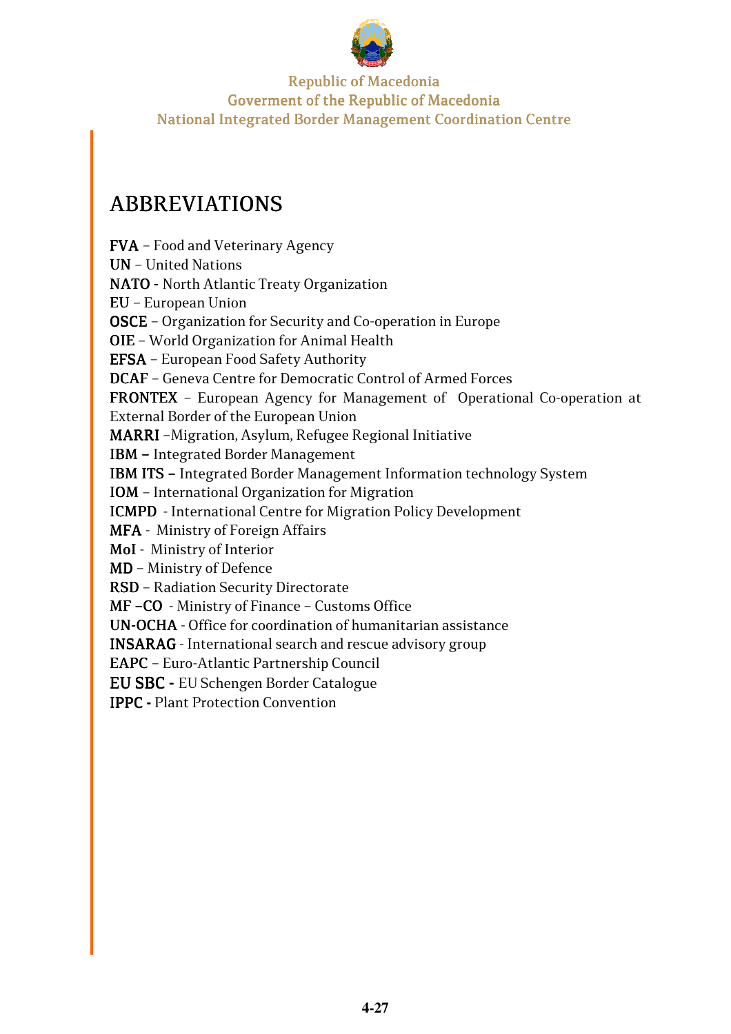Republic of Macedonia
Goverment of the Republic of Macedonia
National Integrated Border Management Coordination Centre

# ABBREVIATIONS

**FVA** – Food and Veterinary Agency
**UN** – United Nations
**NATO -** North Atlantic Treaty Organization
**EU** – European Union
**OSCE** – Organization for Security and Co-operation in Europe
**OIE** – World Organization for Animal Health
**EFSA** – European Food Safety Authority
**DCAF** – Geneva Centre for Democratic Control of Armed Forces
**FRONTEX** – European Agency for Management of Operational Co-operation at External Border of the European Union
**MARRI** –Migration, Asylum, Refugee Regional Initiative
**IBM –** Integrated Border Management
**IBM ITS –** Integrated Border Management Information technology System
**IOM** – International Organization for Migration
**ICMPD** - International Centre for Migration Policy Development
**MFA** - Ministry of Foreign Affairs
**MoI** - Ministry of Interior
**MD** – Ministry of Defence
**RSD** – Radiation Security Directorate
**MF –CO** - Ministry of Finance – Customs Office
**UN-OCHA** - Office for coordination of humanitarian assistance
**INSARAG** - International search and rescue advisory group
**EAPC** – Euro-Atlantic Partnership Council
**EU SBC -** EU Schengen Border Catalogue
**IPPC -** Plant Protection Convention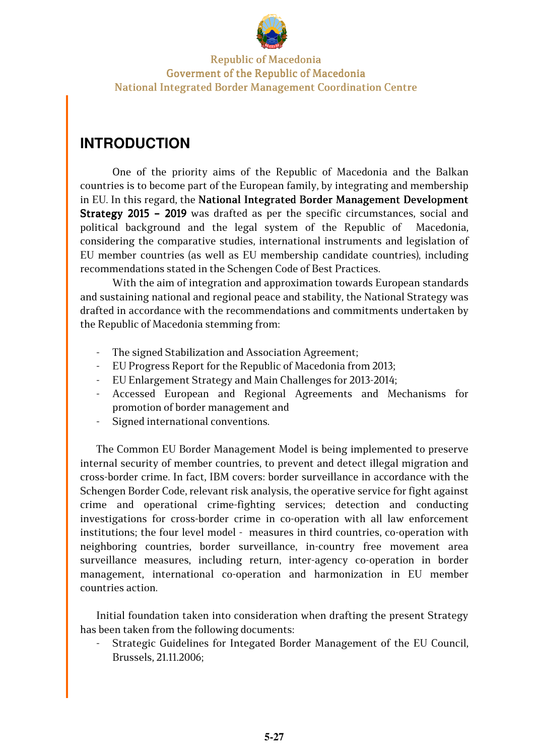# INTRODUCTION

One of the priority aims of the Republic of Macedonia and the Balkan countries is to become part of the European family, by integrating and membership in EU. In this regard, the **National Integrated Border Management Development Strategy 2015 – 2019** was drafted as per the specific circumstances, social and political background and the legal system of the Republic of Macedonia, considering the comparative studies, international instruments and legislation of EU member countries (as well as EU membership candidate countries), including recommendations stated in the Schengen Code of Best Practices.

With the aim of integration and approximation towards European standards and sustaining national and regional peace and stability, the National Strategy was drafted in accordance with the recommendations and commitments undertaken by the Republic of Macedonia stemming from:

- The signed Stabilization and Association Agreement;
- EU Progress Report for the Republic of Macedonia from 2013;
- EU Enlargement Strategy and Main Challenges for 2013-2014;
- Accessed European and Regional Agreements and Mechanisms for promotion of border management and
- Signed international conventions.

The Common EU Border Management Model is being implemented to preserve internal security of member countries, to prevent and detect illegal migration and cross-border crime. In fact, IBM covers: border surveillance in accordance with the Schengen Border Code, relevant risk analysis, the operative service for fight against crime and operational crime-fighting services; detection and conducting investigations for cross-border crime in co-operation with all law enforcement institutions; the four level model - measures in third countries, co-operation with neighboring countries, border surveillance, in-country free movement area surveillance measures, including return, inter-agency co-operation in border management, international co-operation and harmonization in EU member countries action.

Initial foundation taken into consideration when drafting the present Strategy has been taken from the following documents:

- Strategic Guidelines for Integated Border Management of the EU Council, Brussels, 21.11.2006;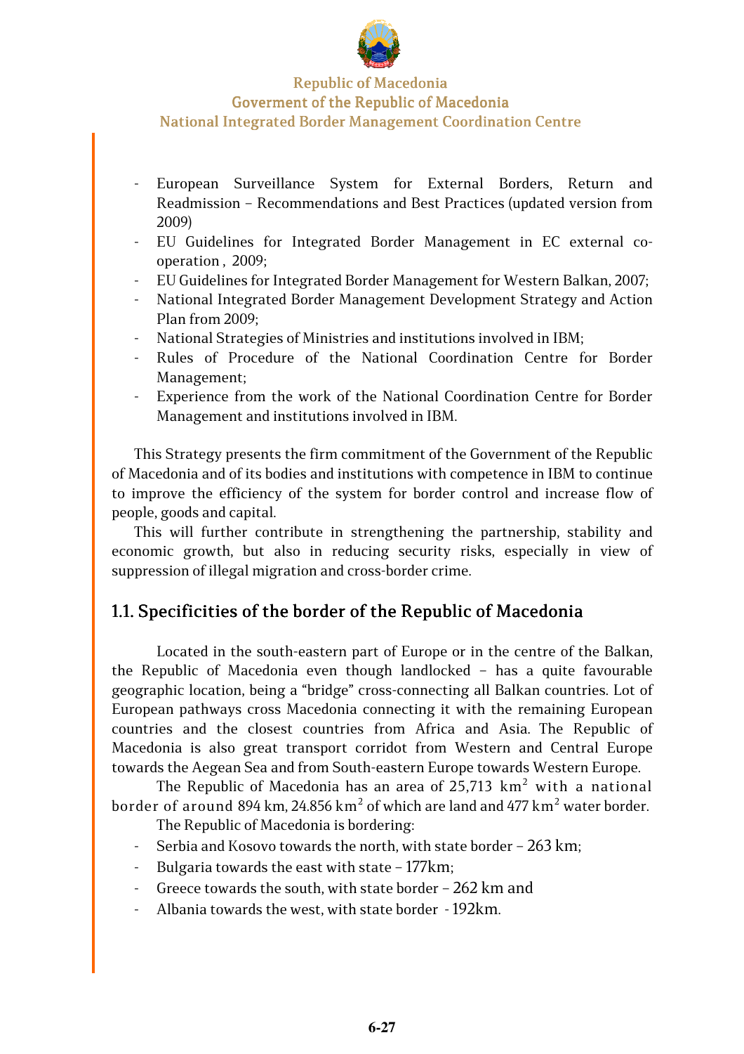- European Surveillance System for External Borders, Return and Readmission – Recommendations and Best Practices (updated version from 2009)
- EU Guidelines for Integrated Border Management in EC external co-operation , 2009;
- EU Guidelines for Integrated Border Management for Western Balkan, 2007;
- National Integrated Border Management Development Strategy and Action Plan from 2009;
- National Strategies of Ministries and institutions involved in IBM;
- Rules of Procedure of the National Coordination Centre for Border Management;
- Experience from the work of the National Coordination Centre for Border Management and institutions involved in IBM.

This Strategy presents the firm commitment of the Government of the Republic of Macedonia and of its bodies and institutions with competence in IBM to continue to improve the efficiency of the system for border control and increase flow of people, goods and capital.

This will further contribute in strengthening the partnership, stability and economic growth, but also in reducing security risks, especially in view of suppression of illegal migration and cross-border crime.

## 1.1. Specificities of the border of the Republic of Macedonia

Located in the south-eastern part of Europe or in the centre of the Balkan, the Republic of Macedonia even though landlocked – has a quite favourable geographic location, being a "bridge" cross-connecting all Balkan countries. Lot of European pathways cross Macedonia connecting it with the remaining European countries and the closest countries from Africa and Asia. The Republic of Macedonia is also great transport corridot from Western and Central Europe towards the Aegean Sea and from South-eastern Europe towards Western Europe.

The Republic of Macedonia has an area of 25,713 km$^2$ with a national border of around 894 km, 24.856 km$^2$ of which are land and 477 km$^2$ water border.

The Republic of Macedonia is bordering:

- Serbia and Kosovo towards the north, with state border – 263 km;
- Bulgaria towards the east with state – 177km;
- Greece towards the south, with state border – 262 km and
- Albania towards the west, with state border - 192km.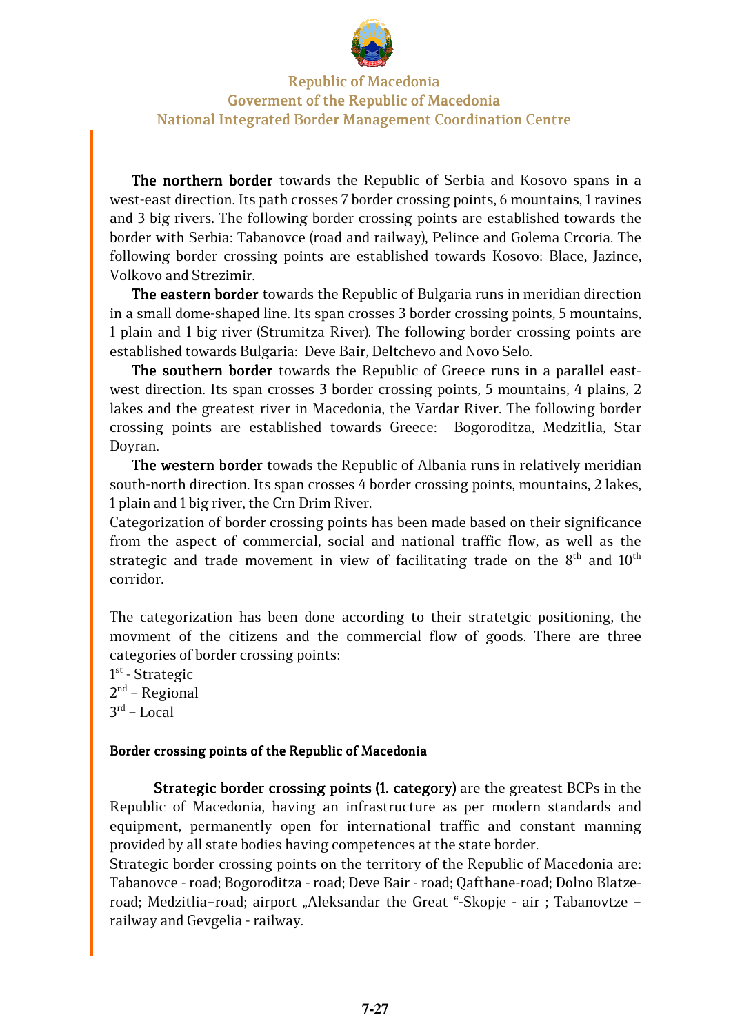Republic of Macedonia
Goverment of the Republic of Macedonia
National Integrated Border Management Coordination Centre

**The northern border** towards the Republic of Serbia and Kosovo spans in a west-east direction. Its path crosses 7 border crossing points, 6 mountains, 1 ravines and 3 big rivers. The following border crossing points are established towards the border with Serbia: Tabanovce (road and railway), Pelince and Golema Crcoria. The following border crossing points are established towards Kosovo: Blace, Jazince, Volkovo and Strezimir.

**The eastern border** towards the Republic of Bulgaria runs in meridian direction in a small dome-shaped line. Its span crosses 3 border crossing points, 5 mountains, 1 plain and 1 big river (Strumitza River). The following border crossing points are established towards Bulgaria: Deve Bair, Deltchevo and Novo Selo.

**The southern border** towards the Republic of Greece runs in a parallel east-west direction. Its span crosses 3 border crossing points, 5 mountains, 4 plains, 2 lakes and the greatest river in Macedonia, the Vardar River. The following border crossing points are established towards Greece: Bogoroditza, Medzitlia, Star Doyran.

**The western border** towads the Republic of Albania runs in relatively meridian south-north direction. Its span crosses 4 border crossing points, mountains, 2 lakes, 1 plain and 1 big river, the Crn Drim River.

Categorization of border crossing points has been made based on their significance from the aspect of commercial, social and national traffic flow, as well as the strategic and trade movement in view of facilitating trade on the 8th and 10th corridor.

The categorization has been done according to their stratetgic positioning, the movment of the citizens and the commercial flow of goods. There are three categories of border crossing points:

1st - Strategic
2nd – Regional
3rd – Local

#### Border crossing points of the Republic of Macedonia

**Strategic border crossing points (1. category)** are the greatest BCPs in the Republic of Macedonia, having an infrastructure as per modern standards and equipment, permanently open for international traffic and constant manning provided by all state bodies having competences at the state border.

Strategic border crossing points on the territory of the Republic of Macedonia are: Tabanovce - road; Bogoroditza - road; Deve Bair - road; Qafthane-road; Dolno Blatze-road; Medzitlia–road; airport „Aleksandar the Great "-Skopje - air ; Tabanovtze – railway and Gevgelia - railway.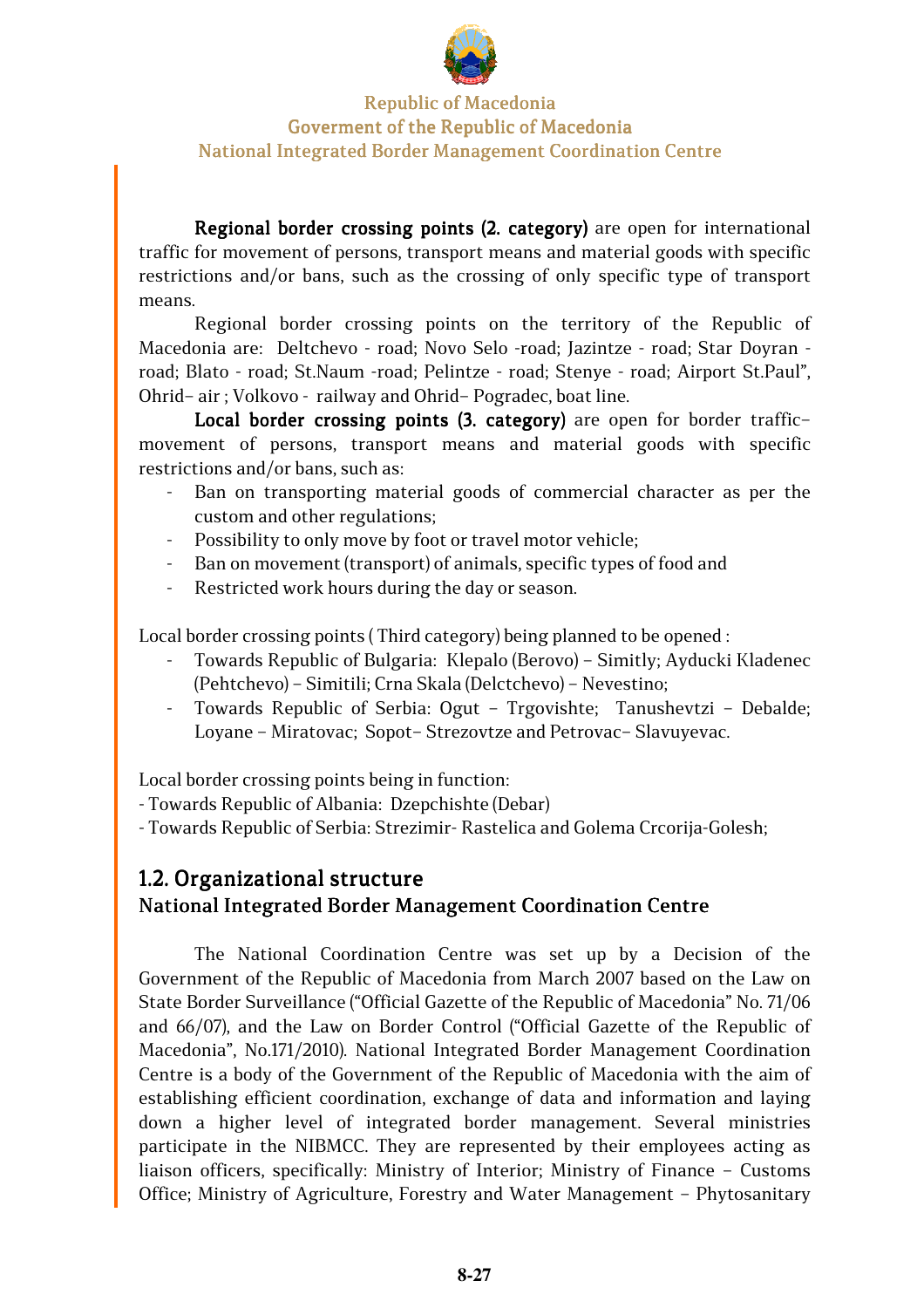**Regional border crossing points (2. category)** are open for international traffic for movement of persons, transport means and material goods with specific restrictions and/or bans, such as the crossing of only specific type of transport means.

Regional border crossing points on the territory of the Republic of Macedonia are: Deltchevo - road; Novo Selo -road; Jazintze - road; Star Doyran - road; Blato - road; St.Naum -road; Pelintze - road; Stenye - road; Airport St.Paul", Ohrid– air ; Volkovo - railway and Ohrid– Pogradec, boat line.

**Local border crossing points (3. category)** are open for border traffic– movement of persons, transport means and material goods with specific restrictions and/or bans, such as:

- Ban on transporting material goods of commercial character as per the custom and other regulations;
- Possibility to only move by foot or travel motor vehicle;
- Ban on movement (transport) of animals, specific types of food and
- Restricted work hours during the day or season.

Local border crossing points ( Third category) being planned to be opened :

- Towards Republic of Bulgaria: Klepalo (Berovo) – Simitly; Ayducki Kladenec (Pehtchevo) – Simitili; Crna Skala (Delctchevo) – Nevestino;
- Towards Republic of Serbia: Ogut – Trgovishte; Tanushevtzi – Debalde; Loyane – Miratovac; Sopot– Strezovtze and Petrovac– Slavuyevac.

Local border crossing points being in function:

- Towards Republic of Albania: Dzepchishte (Debar)
- Towards Republic of Serbia: Strezimir- Rastelica and Golema Crcorija-Golesh;

## 1.2. Organizational structure

### National Integrated Border Management Coordination Centre

The National Coordination Centre was set up by a Decision of the Government of the Republic of Macedonia from March 2007 based on the Law on State Border Surveillance ("Official Gazette of the Republic of Macedonia" No. 71/06 and 66/07), and the Law on Border Control ("Official Gazette of the Republic of Macedonia", No.171/2010). National Integrated Border Management Coordination Centre is a body of the Government of the Republic of Macedonia with the aim of establishing efficient coordination, exchange of data and information and laying down a higher level of integrated border management. Several ministries participate in the NIBMCC. They are represented by their employees acting as liaison officers, specifically: Ministry of Interior; Ministry of Finance – Customs Office; Ministry of Agriculture, Forestry and Water Management – Phytosanitary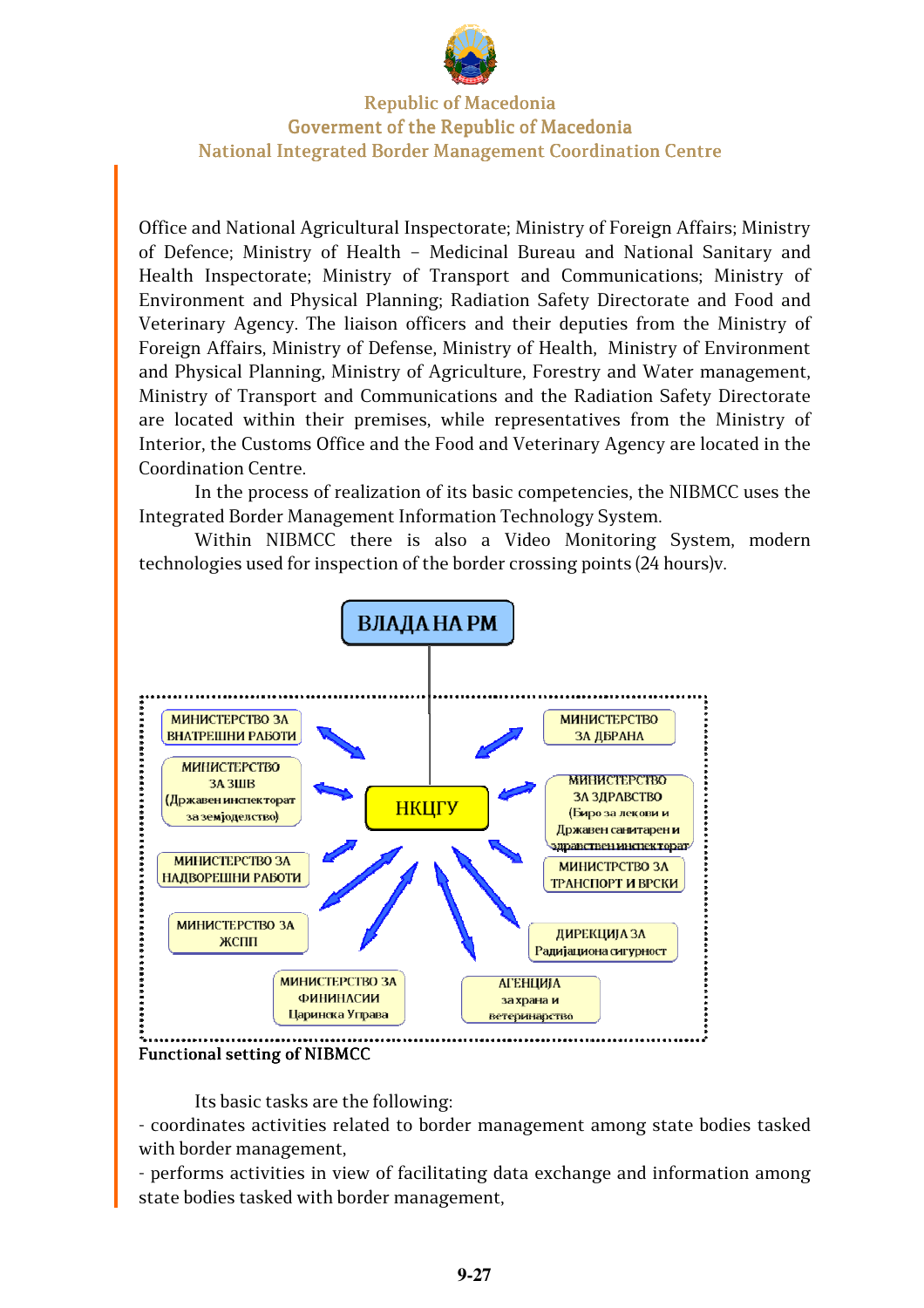Office and National Agricultural Inspectorate; Ministry of Foreign Affairs; Ministry of Defence; Ministry of Health – Medicinal Bureau and National Sanitary and Health Inspectorate; Ministry of Transport and Communications; Ministry of Environment and Physical Planning; Radiation Safety Directorate and Food and Veterinary Agency. The liaison officers and their deputies from the Ministry of Foreign Affairs, Ministry of Defense, Ministry of Health, Ministry of Environment and Physical Planning, Ministry of Agriculture, Forestry and Water management, Ministry of Transport and Communications and the Radiation Safety Directorate are located within their premises, while representatives from the Ministry of Interior, the Customs Office and the Food and Veterinary Agency are located in the Coordination Centre.

In the process of realization of its basic competencies, the NIBMCC uses the Integrated Border Management Information Technology System.

Within NIBMCC there is also a Video Monitoring System, modern technologies used for inspection of the border crossing points (24 hours)v.

**Functional setting of NIBMCC**

Its basic tasks are the following:

- coordinates activities related to border management among state bodies tasked with border management,
- performs activities in view of facilitating data exchange and information among state bodies tasked with border management,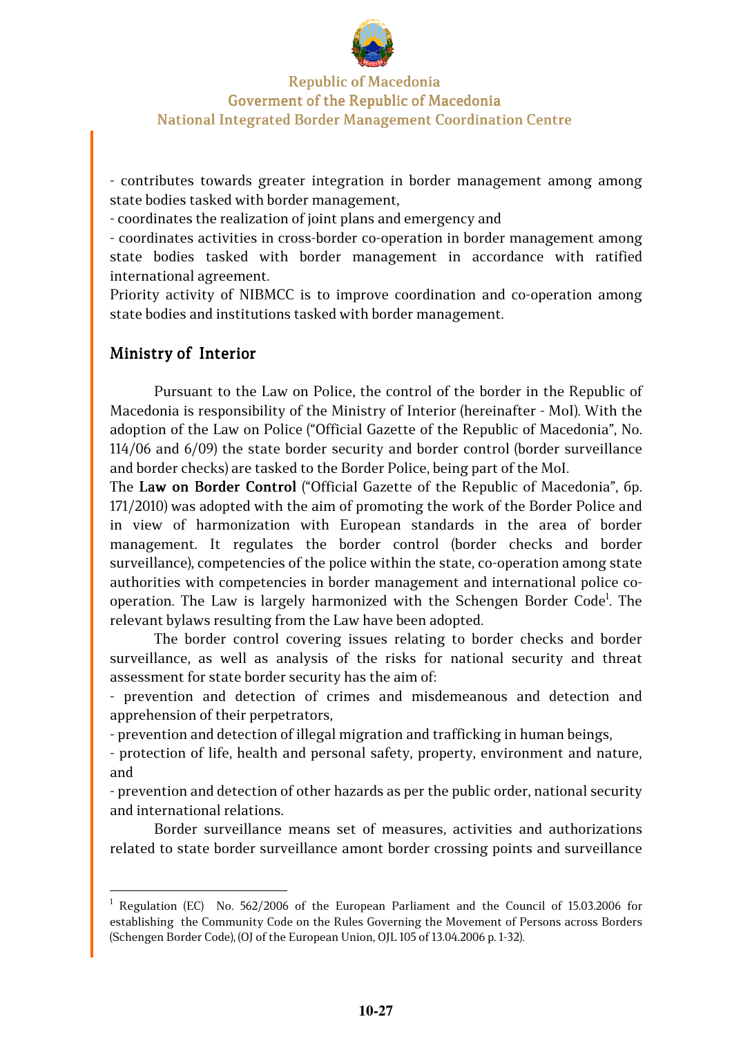- contributes towards greater integration in border management among among state bodies tasked with border management,

- coordinates the realization of joint plans and emergency and

- coordinates activities in cross-border co-operation in border management among state bodies tasked with border management in accordance with ratified international agreement.

Priority activity of NIBMCC is to improve coordination and co-operation among state bodies and institutions tasked with border management.

## Ministry of Interior

Pursuant to the Law on Police, the control of the border in the Republic of Macedonia is responsibility of the Ministry of Interior (hereinafter - MoI). With the adoption of the Law on Police ("Official Gazette of the Republic of Macedonia", No. 114/06 and 6/09) the state border security and border control (border surveillance and border checks) are tasked to the Border Police, being part of the MoI.

The **Law on Border Control** ("Official Gazette of the Republic of Macedonia", бр. 171/2010) was adopted with the aim of promoting the work of the Border Police and in view of harmonization with European standards in the area of border management. It regulates the border control (border checks and border surveillance), competencies of the police within the state, co-operation among state authorities with competencies in border management and international police co-operation. The Law is largely harmonized with the Schengen Border Code[1]. The relevant bylaws resulting from the Law have been adopted.

The border control covering issues relating to border checks and border surveillance, as well as analysis of the risks for national security and threat assessment for state border security has the aim of:

- prevention and detection of crimes and misdemeanous and detection and apprehension of their perpetrators,

- prevention and detection of illegal migration and trafficking in human beings,

- protection of life, health and personal safety, property, environment and nature, and

- prevention and detection of other hazards as per the public order, national security and international relations.

Border surveillance means set of measures, activities and authorizations related to state border surveillance amont border crossing points and surveillance

[1] Regulation (EC) No. 562/2006 of the European Parliament and the Council of 15.03.2006 for establishing the Community Code on the Rules Governing the Movement of Persons across Borders (Schengen Border Code), (OJ of the European Union, OJL 105 of 13.04.2006 p. 1-32).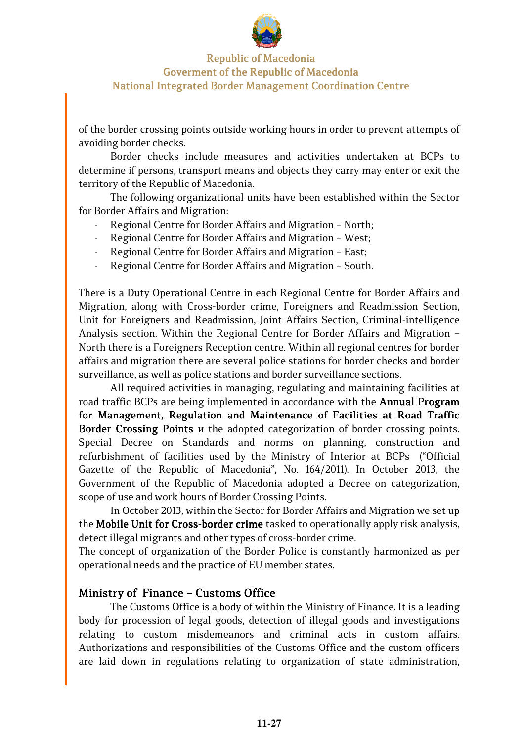of the border crossing points outside working hours in order to prevent attempts of avoiding border checks.

Border checks include measures and activities undertaken at BCPs to determine if persons, transport means and objects they carry may enter or exit the territory of the Republic of Macedonia.

The following organizational units have been established within the Sector for Border Affairs and Migration:

- Regional Centre for Border Affairs and Migration – North;
- Regional Centre for Border Affairs and Migration – West;
- Regional Centre for Border Affairs and Migration – East;
- Regional Centre for Border Affairs and Migration – South.

There is a Duty Operational Centre in each Regional Centre for Border Affairs and Migration, along with Cross-border crime, Foreigners and Readmission Section, Unit for Foreigners and Readmission, Joint Affairs Section, Criminal-intelligence Analysis section. Within the Regional Centre for Border Affairs and Migration – North there is a Foreigners Reception centre. Within all regional centres for border affairs and migration there are several police stations for border checks and border surveillance, as well as police stations and border surveillance sections.

All required activities in managing, regulating and maintaining facilities at road traffic BCPs are being implemented in accordance with the **Annual Program for Management, Regulation and Maintenance of Facilities at Road Traffic Border Crossing Points** и the adopted categorization of border crossing points. Special Decree on Standards and norms on planning, construction and refurbishment of facilities used by the Ministry of Interior at BCPs ("Official Gazette of the Republic of Macedonia", No. 164/2011). In October 2013, the Government of the Republic of Macedonia adopted a Decree on categorization, scope of use and work hours of Border Crossing Points.

In October 2013, within the Sector for Border Affairs and Migration we set up the **Mobile Unit for Cross-border crime** tasked to operationally apply risk analysis, detect illegal migrants and other types of cross-border crime.
The concept of organization of the Border Police is constantly harmonized as per operational needs and the practice of EU member states.

## Ministry of Finance – Customs Office

The Customs Office is a body of within the Ministry of Finance. It is a leading body for procession of legal goods, detection of illegal goods and investigations relating to custom misdemeanors and criminal acts in custom affairs. Authorizations and responsibilities of the Customs Office and the custom officers are laid down in regulations relating to organization of state administration,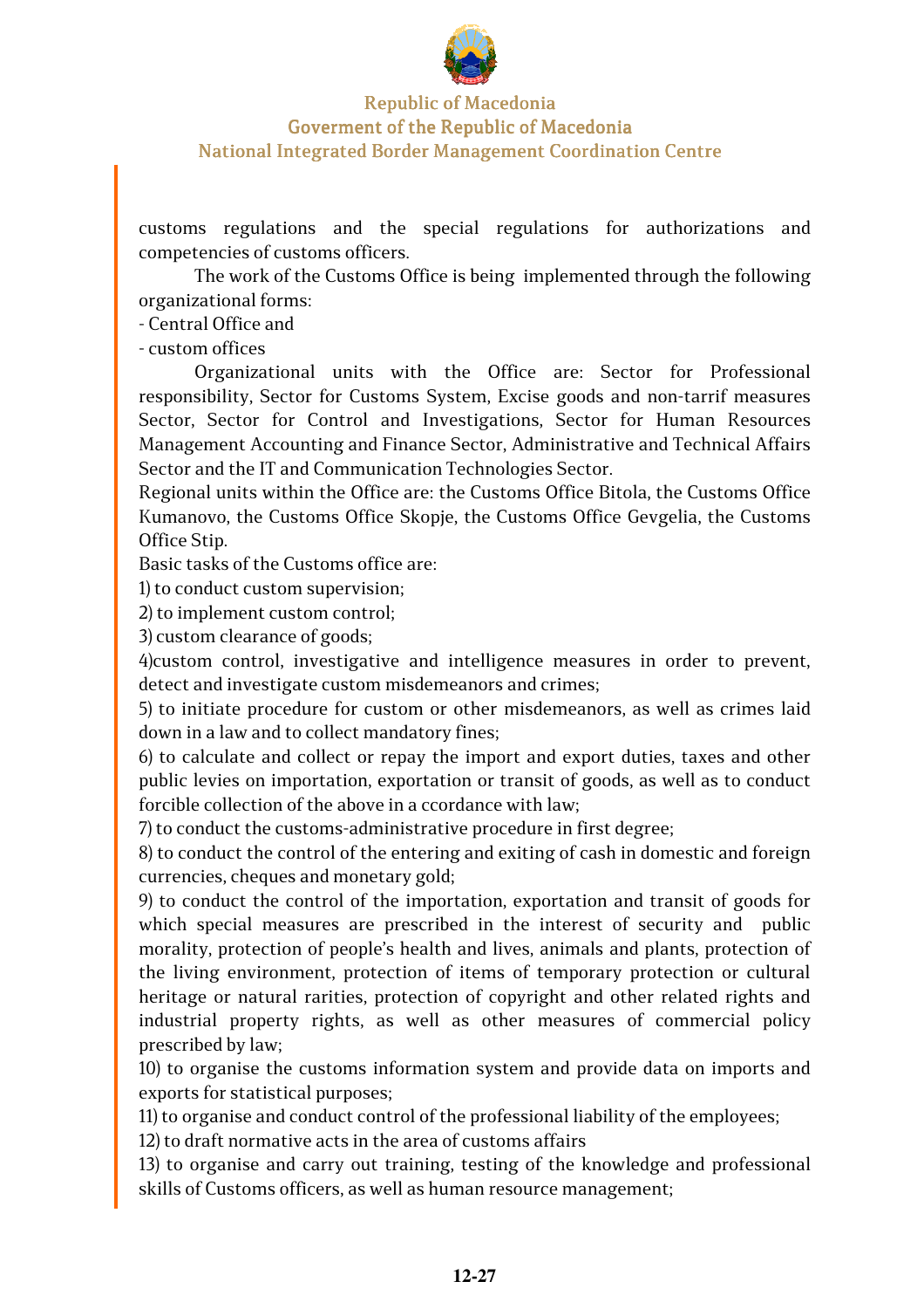customs regulations and the special regulations for authorizations and competencies of customs officers.

The work of the Customs Office is being implemented through the following organizational forms:

- Central Office and
- custom offices

Organizational units with the Office are: Sector for Professional responsibility, Sector for Customs System, Excise goods and non-tarrif measures Sector, Sector for Control and Investigations, Sector for Human Resources Management Accounting and Finance Sector, Administrative and Technical Affairs Sector and the IT and Communication Technologies Sector.

Regional units within the Office are: the Customs Office Bitola, the Customs Office Kumanovo, the Customs Office Skopje, the Customs Office Gevgelia, the Customs Office Stip.

Basic tasks of the Customs office are:

1) to conduct custom supervision;

2) to implement custom control;

3) custom clearance of goods;

4)custom control, investigative and intelligence measures in order to prevent, detect and investigate custom misdemeanors and crimes;

5) to initiate procedure for custom or other misdemeanors, as well as crimes laid down in a law and to collect mandatory fines;

6) to calculate and collect or repay the import and export duties, taxes and other public levies on importation, exportation or transit of goods, as well as to conduct forcible collection of the above in a ccordance with law;

7) to conduct the customs-administrative procedure in first degree;

8) to conduct the control of the entering and exiting of cash in domestic and foreign currencies, cheques and monetary gold;

9) to conduct the control of the importation, exportation and transit of goods for which special measures are prescribed in the interest of security and public morality, protection of people's health and lives, animals and plants, protection of the living environment, protection of items of temporary protection or cultural heritage or natural rarities, protection of copyright and other related rights and industrial property rights, as well as other measures of commercial policy prescribed by law;

10) to organise the customs information system and provide data on imports and exports for statistical purposes;

11) to organise and conduct control of the professional liability of the employees;

12) to draft normative acts in the area of customs affairs

13) to organise and carry out training, testing of the knowledge and professional skills of Customs officers, as well as human resource management;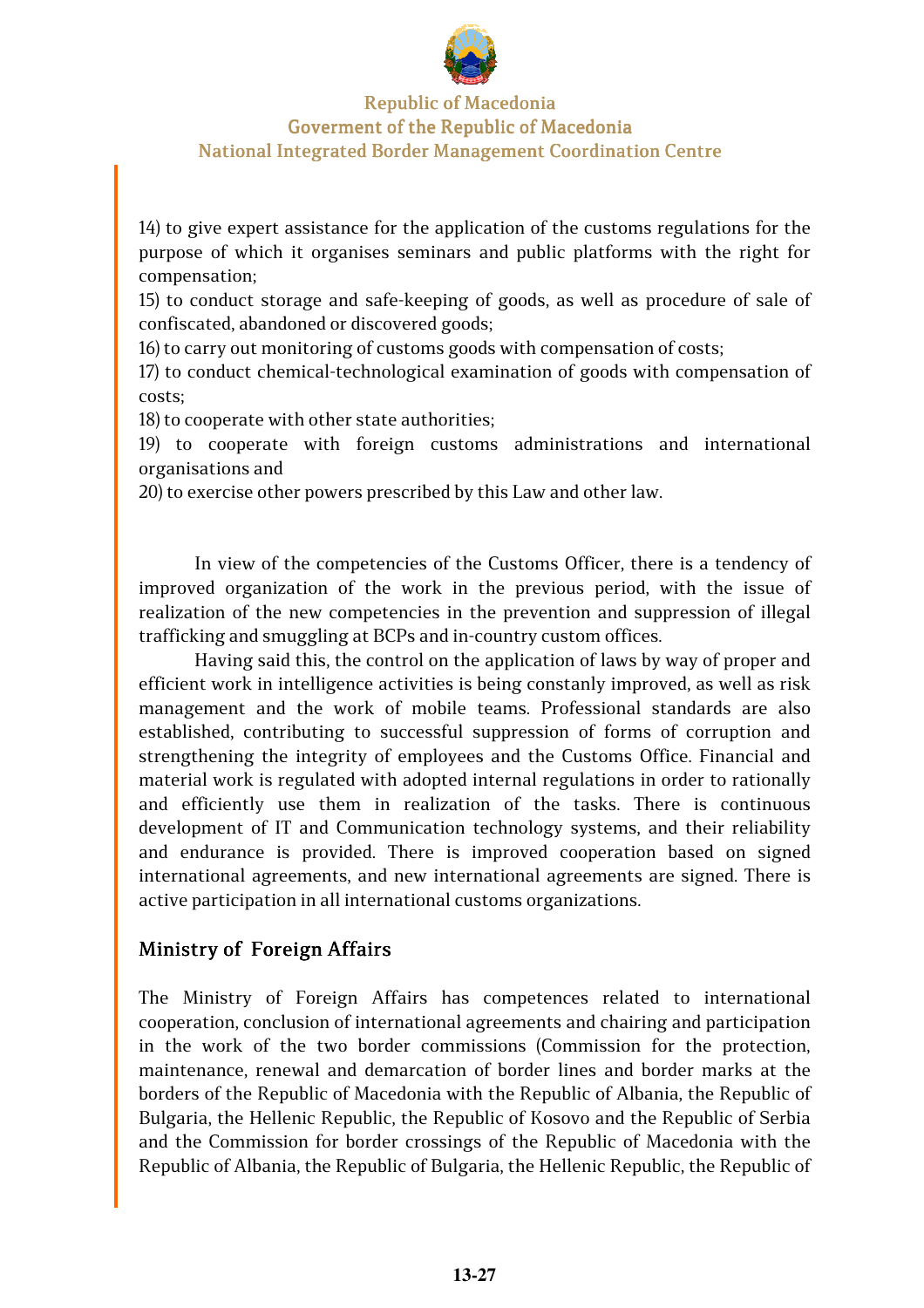14) to give expert assistance for the application of the customs regulations for the purpose of which it organises seminars and public platforms with the right for compensation;

15) to conduct storage and safe-keeping of goods, as well as procedure of sale of confiscated, abandoned or discovered goods;

16) to carry out monitoring of customs goods with compensation of costs;

17) to conduct chemical-technological examination of goods with compensation of costs;

18) to cooperate with other state authorities;

19) to cooperate with foreign customs administrations and international organisations and

20) to exercise other powers prescribed by this Law and other law.

In view of the competencies of the Customs Officer, there is a tendency of improved organization of the work in the previous period, with the issue of realization of the new competencies in the prevention and suppression of illegal trafficking and smuggling at BCPs and in-country custom offices.

Having said this, the control on the application of laws by way of proper and efficient work in intelligence activities is being constanly improved, as well as risk management and the work of mobile teams. Professional standards are also established, contributing to successful suppression of forms of corruption and strengthening the integrity of employees and the Customs Office. Financial and material work is regulated with adopted internal regulations in order to rationally and efficiently use them in realization of the tasks. There is continuous development of IT and Communication technology systems, and their reliability and endurance is provided. There is improved cooperation based on signed international agreements, and new international agreements are signed. There is active participation in all international customs organizations.

## Ministry of Foreign Affairs

The Ministry of Foreign Affairs has competences related to international cooperation, conclusion of international agreements and chairing and participation in the work of the two border commissions (Commission for the protection, maintenance, renewal and demarcation of border lines and border marks at the borders of the Republic of Macedonia with the Republic of Albania, the Republic of Bulgaria, the Hellenic Republic, the Republic of Kosovo and the Republic of Serbia and the Commission for border crossings of the Republic of Macedonia with the Republic of Albania, the Republic of Bulgaria, the Hellenic Republic, the Republic of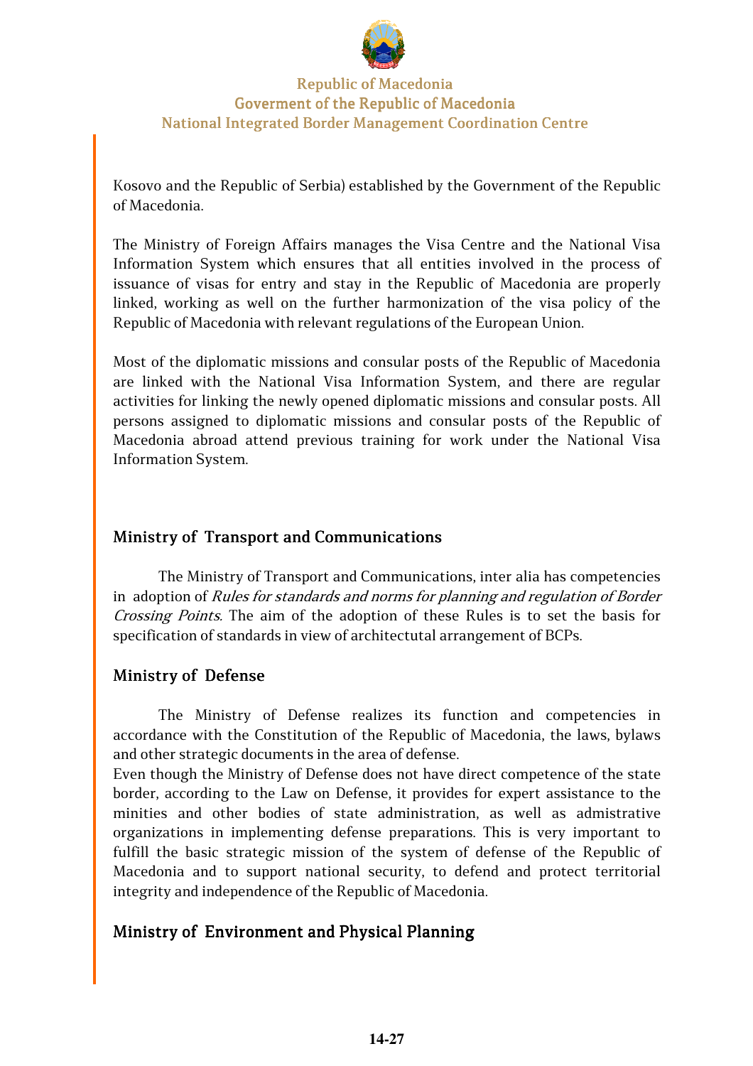Kosovo and the Republic of Serbia) established by the Government of the Republic of Macedonia.

The Ministry of Foreign Affairs manages the Visa Centre and the National Visa Information System which ensures that all entities involved in the process of issuance of visas for entry and stay in the Republic of Macedonia are properly linked, working as well on the further harmonization of the visa policy of the Republic of Macedonia with relevant regulations of the European Union.

Most of the diplomatic missions and consular posts of the Republic of Macedonia are linked with the National Visa Information System, and there are regular activities for linking the newly opened diplomatic missions and consular posts. All persons assigned to diplomatic missions and consular posts of the Republic of Macedonia abroad attend previous training for work under the National Visa Information System.

## Ministry of Transport and Communications

The Ministry of Transport and Communications, inter alia has competencies in adoption of *Rules for standards and norms for planning and regulation of Border Crossing Points.* The aim of the adoption of these Rules is to set the basis for specification of standards in view of architectutal arrangement of BCPs.

## Ministry of Defense

The Ministry of Defense realizes its function and competencies in accordance with the Constitution of the Republic of Macedonia, the laws, bylaws and other strategic documents in the area of defense.

Even though the Ministry of Defense does not have direct competence of the state border, according to the Law on Defense, it provides for expert assistance to the minities and other bodies of state administration, as well as admistrative organizations in implementing defense preparations. This is very important to fulfill the basic strategic mission of the system of defense of the Republic of Macedonia and to support national security, to defend and protect territorial integrity and independence of the Republic of Macedonia.

## Ministry of Environment and Physical Planning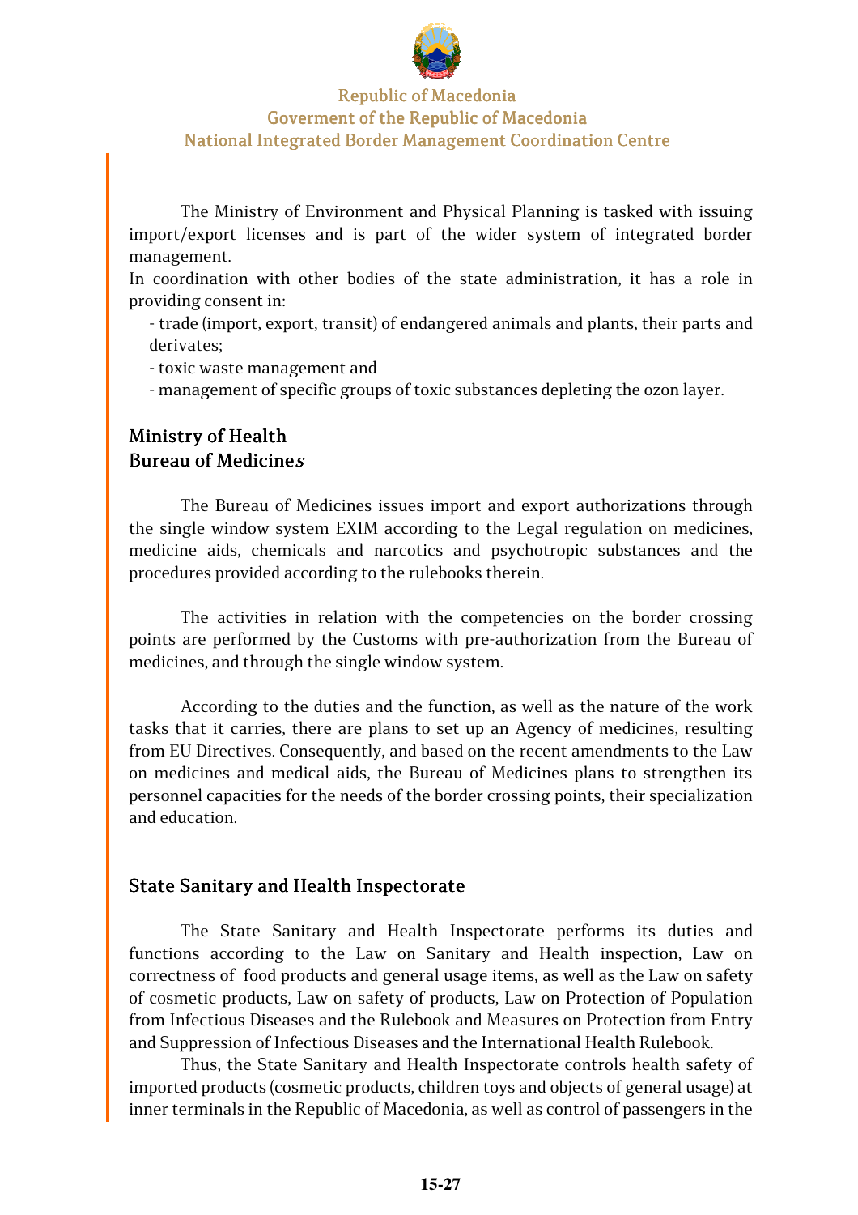The Ministry of Environment and Physical Planning is tasked with issuing import/export licenses and is part of the wider system of integrated border management.

In coordination with other bodies of the state administration, it has a role in providing consent in:

- trade (import, export, transit) of endangered animals and plants, their parts and derivates;
- toxic waste management and
- management of specific groups of toxic substances depleting the ozon layer.

## Ministry of Health
## Bureau of Medicines

The Bureau of Medicines issues import and export authorizations through the single window system EXIM according to the Legal regulation on medicines, medicine aids, chemicals and narcotics and psychotropic substances and the procedures provided according to the rulebooks therein.

The activities in relation with the competencies on the border crossing points are performed by the Customs with pre-authorization from the Bureau of medicines, and through the single window system.

According to the duties and the function, as well as the nature of the work tasks that it carries, there are plans to set up an Agency of medicines, resulting from EU Directives. Consequently, and based on the recent amendments to the Law on medicines and medical aids, the Bureau of Medicines plans to strengthen its personnel capacities for the needs of the border crossing points, their specialization and education.

## State Sanitary and Health Inspectorate

The State Sanitary and Health Inspectorate performs its duties and functions according to the Law on Sanitary and Health inspection, Law on correctness of food products and general usage items, as well as the Law on safety of cosmetic products, Law on safety of products, Law on Protection of Population from Infectious Diseases and the Rulebook and Measures on Protection from Entry and Suppression of Infectious Diseases and the International Health Rulebook.

Thus, the State Sanitary and Health Inspectorate controls health safety of imported products (cosmetic products, children toys and objects of general usage) at inner terminals in the Republic of Macedonia, as well as control of passengers in the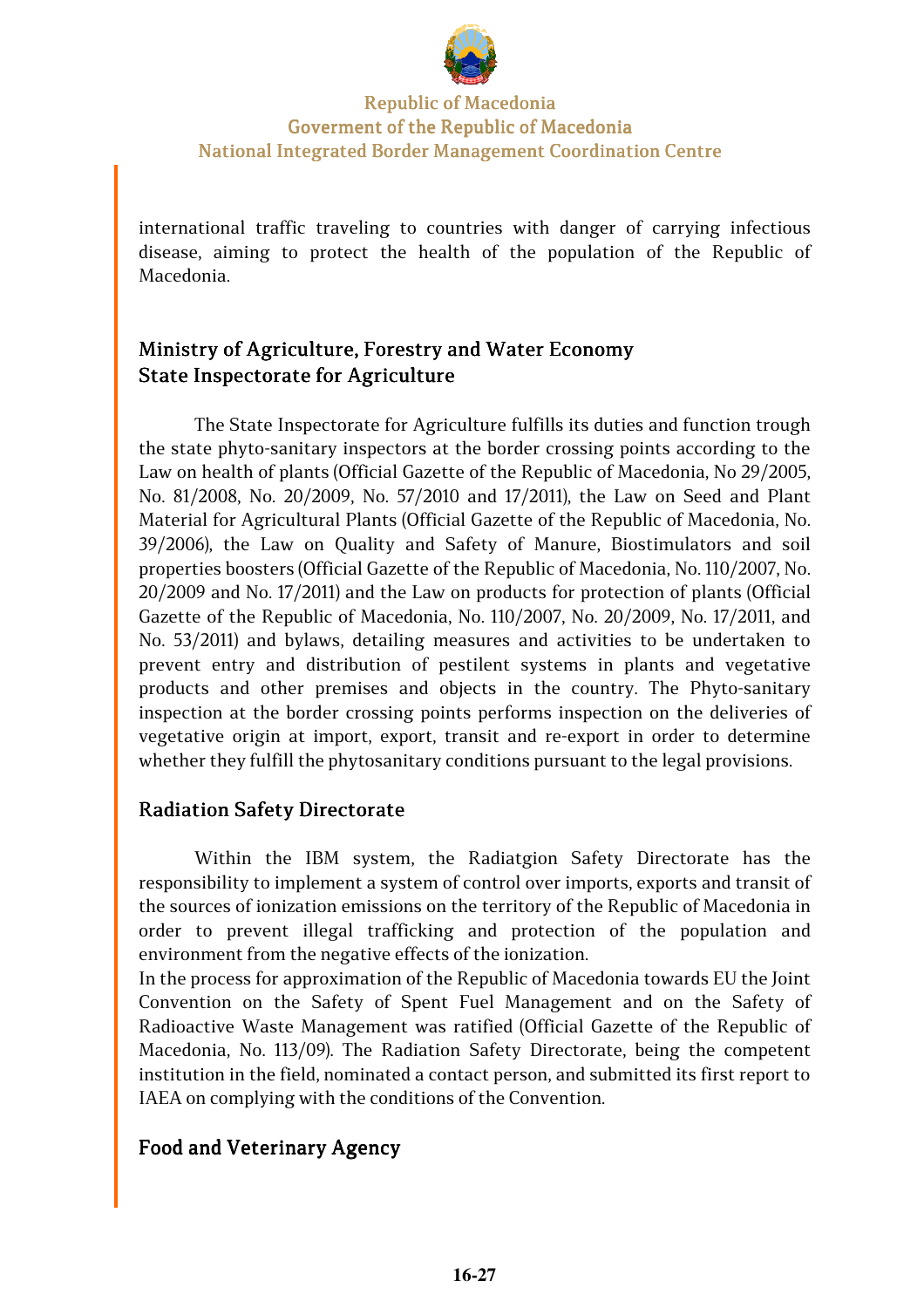international traffic traveling to countries with danger of carrying infectious disease, aiming to protect the health of the population of the Republic of Macedonia.

## Ministry of Agriculture, Forestry and Water Economy
## State Inspectorate for Agriculture

The State Inspectorate for Agriculture fulfills its duties and function trough the state phyto-sanitary inspectors at the border crossing points according to the Law on health of plants (Official Gazette of the Republic of Macedonia, No 29/2005, No. 81/2008, No. 20/2009, No. 57/2010 and 17/2011), the Law on Seed and Plant Material for Agricultural Plants (Official Gazette of the Republic of Macedonia, No. 39/2006), the Law on Quality and Safety of Manure, Biostimulators and soil properties boosters (Official Gazette of the Republic of Macedonia, No. 110/2007, No. 20/2009 and No. 17/2011) and the Law on products for protection of plants (Official Gazette of the Republic of Macedonia, No. 110/2007, No. 20/2009, No. 17/2011, and No. 53/2011) and bylaws, detailing measures and activities to be undertaken to prevent entry and distribution of pestilent systems in plants and vegetative products and other premises and objects in the country. The Phyto-sanitary inspection at the border crossing points performs inspection on the deliveries of vegetative origin at import, export, transit and re-export in order to determine whether they fulfill the phytosanitary conditions pursuant to the legal provisions.

## Radiation Safety Directorate

Within the IBM system, the Radiatgion Safety Directorate has the responsibility to implement a system of control over imports, exports and transit of the sources of ionization emissions on the territory of the Republic of Macedonia in order to prevent illegal trafficking and protection of the population and environment from the negative effects of the ionization.
In the process for approximation of the Republic of Macedonia towards EU the Joint Convention on the Safety of Spent Fuel Management and on the Safety of Radioactive Waste Management was ratified (Official Gazette of the Republic of Macedonia, No. 113/09). The Radiation Safety Directorate, being the competent institution in the field, nominated a contact person, and submitted its first report to IAEA on complying with the conditions of the Convention.

## Food and Veterinary Agency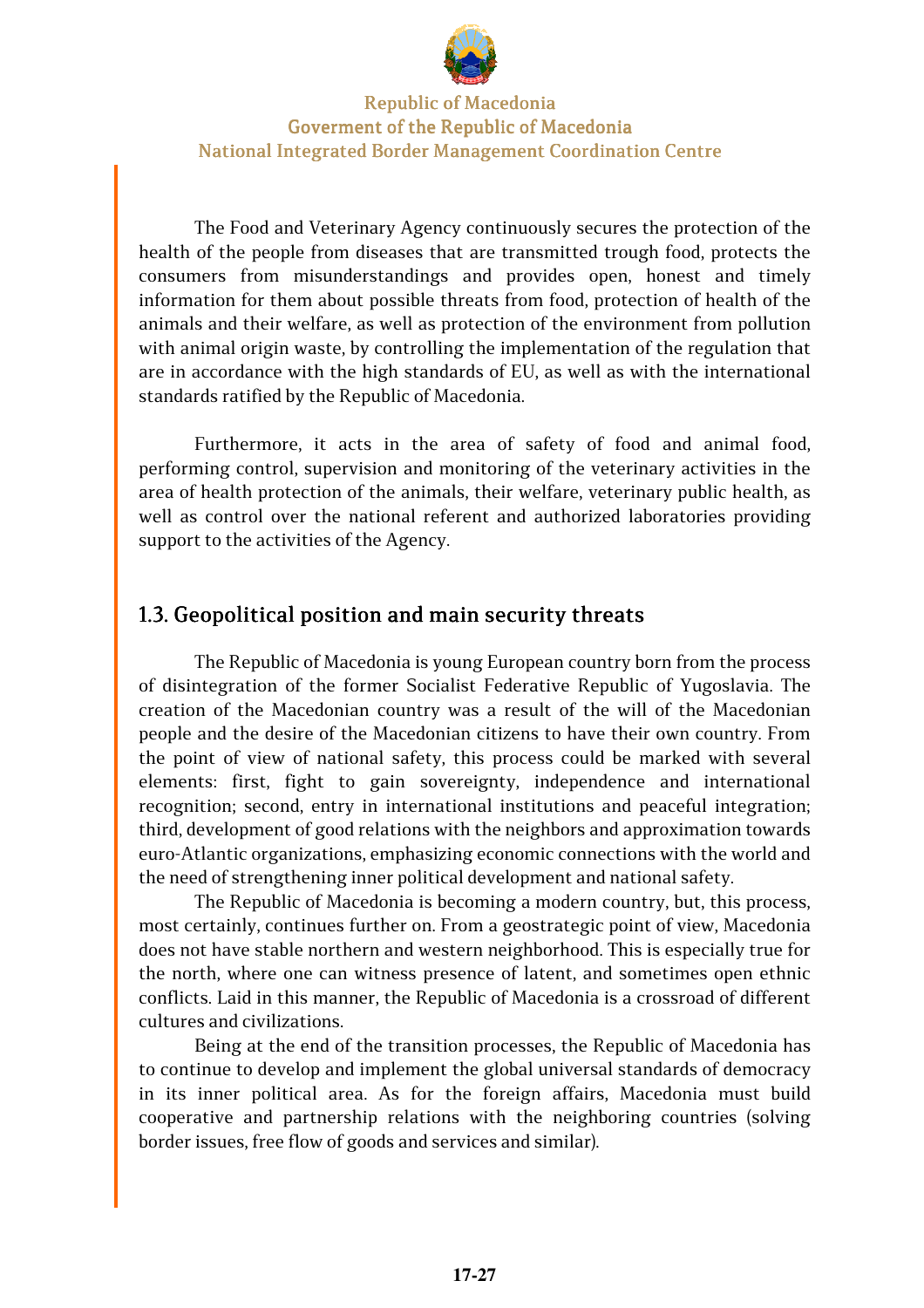The Food and Veterinary Agency continuously secures the protection of the health of the people from diseases that are transmitted trough food, protects the consumers from misunderstandings and provides open, honest and timely information for them about possible threats from food, protection of health of the animals and their welfare, as well as protection of the environment from pollution with animal origin waste, by controlling the implementation of the regulation that are in accordance with the high standards of EU, as well as with the international standards ratified by the Republic of Macedonia.

Furthermore, it acts in the area of safety of food and animal food, performing control, supervision and monitoring of the veterinary activities in the area of health protection of the animals, their welfare, veterinary public health, as well as control over the national referent and authorized laboratories providing support to the activities of the Agency.

## 1.3. Geopolitical position and main security threats

The Republic of Macedonia is young European country born from the process of disintegration of the former Socialist Federative Republic of Yugoslavia. The creation of the Macedonian country was a result of the will of the Macedonian people and the desire of the Macedonian citizens to have their own country. From the point of view of national safety, this process could be marked with several elements: first, fight to gain sovereignty, independence and international recognition; second, entry in international institutions and peaceful integration; third, development of good relations with the neighbors and approximation towards euro-Atlantic organizations, emphasizing economic connections with the world and the need of strengthening inner political development and national safety.

The Republic of Macedonia is becoming a modern country, but, this process, most certainly, continues further on. From a geostrategic point of view, Macedonia does not have stable northern and western neighborhood. This is especially true for the north, where one can witness presence of latent, and sometimes open ethnic conflicts. Laid in this manner, the Republic of Macedonia is a crossroad of different cultures and civilizations.

Being at the end of the transition processes, the Republic of Macedonia has to continue to develop and implement the global universal standards of democracy in its inner political area. As for the foreign affairs, Macedonia must build cooperative and partnership relations with the neighboring countries (solving border issues, free flow of goods and services and similar).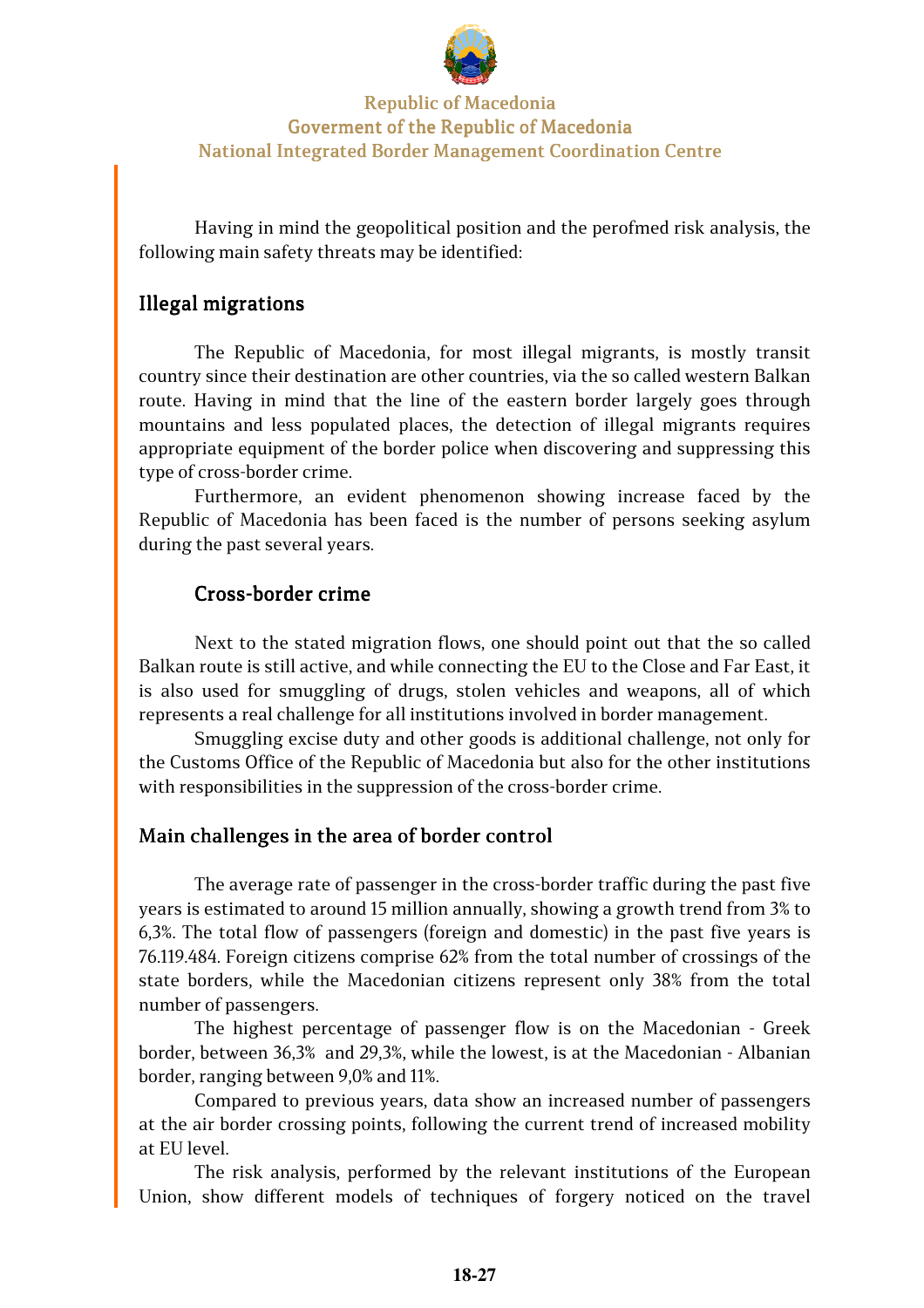Having in mind the geopolitical position and the perofmed risk analysis, the following main safety threats may be identified:

## Illegal migrations

The Republic of Macedonia, for most illegal migrants, is mostly transit country since their destination are other countries, via the so called western Balkan route. Having in mind that the line of the eastern border largely goes through mountains and less populated places, the detection of illegal migrants requires appropriate equipment of the border police when discovering and suppressing this type of cross-border crime.

Furthermore, an evident phenomenon showing increase faced by the Republic of Macedonia has been faced is the number of persons seeking asylum during the past several years.

### Cross-border crime

Next to the stated migration flows, one should point out that the so called Balkan route is still active, and while connecting the EU to the Close and Far East, it is also used for smuggling of drugs, stolen vehicles and weapons, all of which represents a real challenge for all institutions involved in border management.

Smuggling excise duty and other goods is additional challenge, not only for the Customs Office of the Republic of Macedonia but also for the other institutions with responsibilities in the suppression of the cross-border crime.

## Main challenges in the area of border control

The average rate of passenger in the cross-border traffic during the past five years is estimated to around 15 million annually, showing a growth trend from 3% to 6,3%. The total flow of passengers (foreign and domestic) in the past five years is 76.119.484. Foreign citizens comprise 62% from the total number of crossings of the state borders, while the Macedonian citizens represent only 38% from the total number of passengers.

The highest percentage of passenger flow is on the Macedonian - Greek border, between 36,3% and 29,3%, while the lowest, is at the Macedonian - Albanian border, ranging between 9,0% and 11%.

Compared to previous years, data show an increased number of passengers at the air border crossing points, following the current trend of increased mobility at EU level.

The risk analysis, performed by the relevant institutions of the European Union, show different models of techniques of forgery noticed on the travel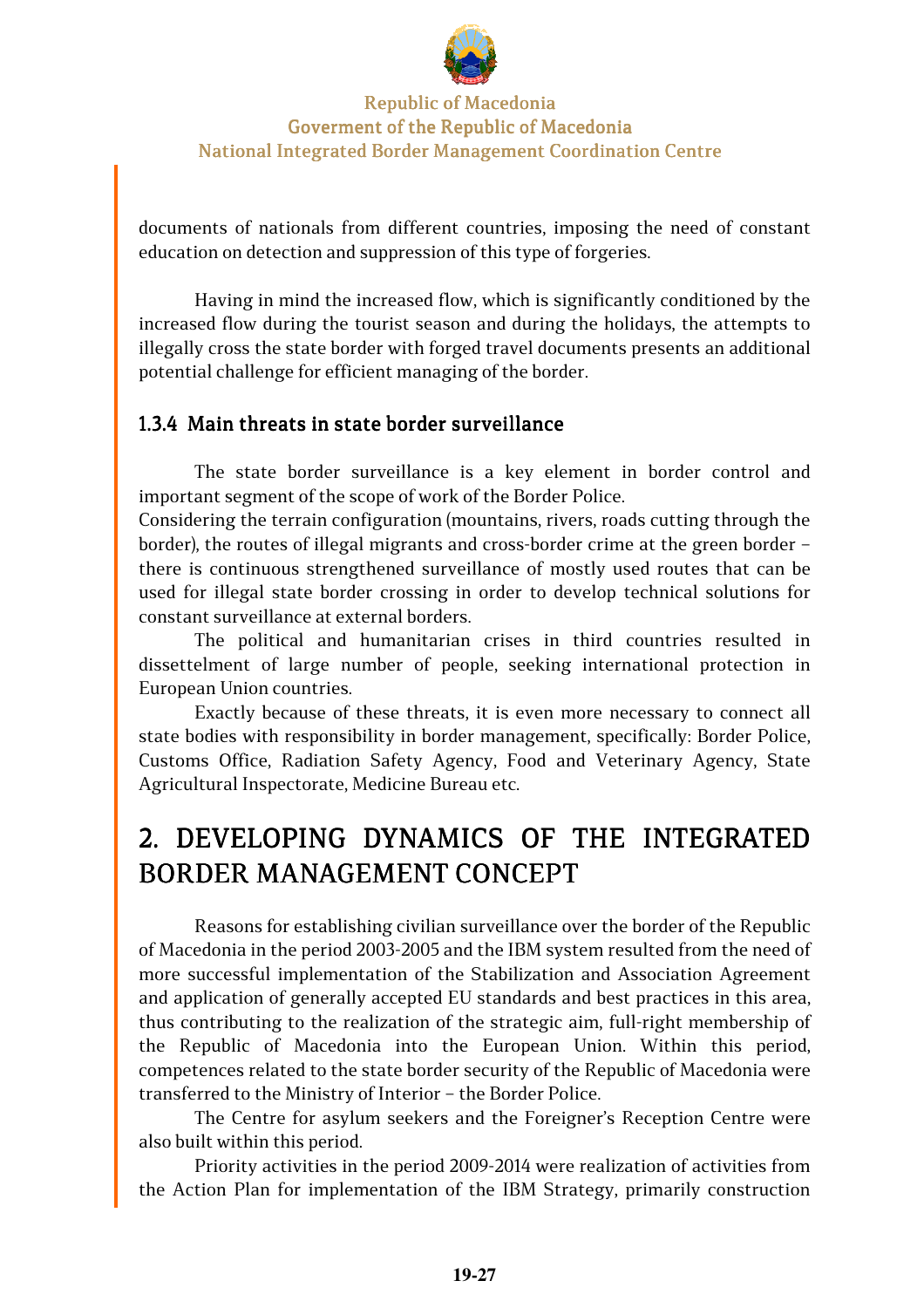documents of nationals from different countries, imposing the need of constant education on detection and suppression of this type of forgeries.

Having in mind the increased flow, which is significantly conditioned by the increased flow during the tourist season and during the holidays, the attempts to illegally cross the state border with forged travel documents presents an additional potential challenge for efficient managing of the border.

### 1.3.4 Main threats in state border surveillance

The state border surveillance is a key element in border control and important segment of the scope of work of the Border Police.

Considering the terrain configuration (mountains, rivers, roads cutting through the border), the routes of illegal migrants and cross-border crime at the green border – there is continuous strengthened surveillance of mostly used routes that can be used for illegal state border crossing in order to develop technical solutions for constant surveillance at external borders.

The political and humanitarian crises in third countries resulted in dissettelment of large number of people, seeking international protection in European Union countries.

Exactly because of these threats, it is even more necessary to connect all state bodies with responsibility in border management, specifically: Border Police, Customs Office, Radiation Safety Agency, Food and Veterinary Agency, State Agricultural Inspectorate, Medicine Bureau etc.

# 2. DEVELOPING DYNAMICS OF THE INTEGRATED BORDER MANAGEMENT CONCEPT

Reasons for establishing civilian surveillance over the border of the Republic of Macedonia in the period 2003-2005 and the IBM system resulted from the need of more successful implementation of the Stabilization and Association Agreement and application of generally accepted EU standards and best practices in this area, thus contributing to the realization of the strategic aim, full-right membership of the Republic of Macedonia into the European Union. Within this period, competences related to the state border security of the Republic of Macedonia were transferred to the Ministry of Interior – the Border Police.

The Centre for asylum seekers and the Foreigner's Reception Centre were also built within this period.

Priority activities in the period 2009-2014 were realization of activities from the Action Plan for implementation of the IBM Strategy, primarily construction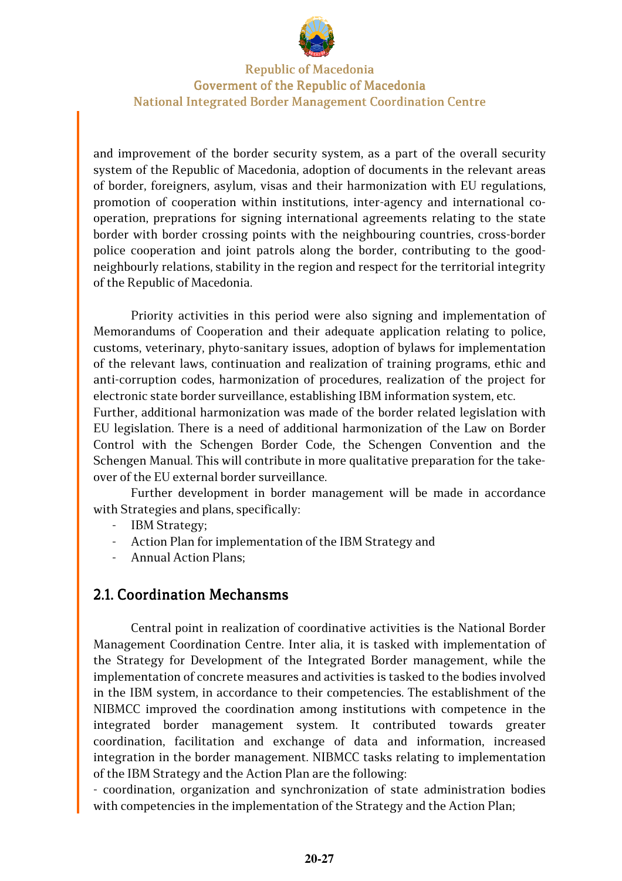and improvement of the border security system, as a part of the overall security system of the Republic of Macedonia, adoption of documents in the relevant areas of border, foreigners, asylum, visas and their harmonization with EU regulations, promotion of cooperation within institutions, inter-agency and international co-operation, preprations for signing international agreements relating to the state border with border crossing points with the neighbouring countries, cross-border police cooperation and joint patrols along the border, contributing to the good-neighbourly relations, stability in the region and respect for the territorial integrity of the Republic of Macedonia.

Priority activities in this period were also signing and implementation of Memorandums of Cooperation and their adequate application relating to police, customs, veterinary, phyto-sanitary issues, adoption of bylaws for implementation of the relevant laws, continuation and realization of training programs, ethic and anti-corruption codes, harmonization of procedures, realization of the project for electronic state border surveillance, establishing IBM information system, etc.

Further, additional harmonization was made of the border related legislation with EU legislation. There is a need of additional harmonization of the Law on Border Control with the Schengen Border Code, the Schengen Convention and the Schengen Manual. This will contribute in more qualitative preparation for the take-over of the EU external border surveillance.

Further development in border management will be made in accordance with Strategies and plans, specifically:

- IBM Strategy;
- Action Plan for implementation of the IBM Strategy and
- Annual Action Plans;

## 2.1. Coordination Mechansms

Central point in realization of coordinative activities is the National Border Management Coordination Centre. Inter alia, it is tasked with implementation of the Strategy for Development of the Integrated Border management, while the implementation of concrete measures and activities is tasked to the bodies involved in the IBM system, in accordance to their competencies. The establishment of the NIBMCC improved the coordination among institutions with competence in the integrated border management system. It contributed towards greater coordination, facilitation and exchange of data and information, increased integration in the border management. NIBMCC tasks relating to implementation of the IBM Strategy and the Action Plan are the following:

- coordination, organization and synchronization of state administration bodies with competencies in the implementation of the Strategy and the Action Plan;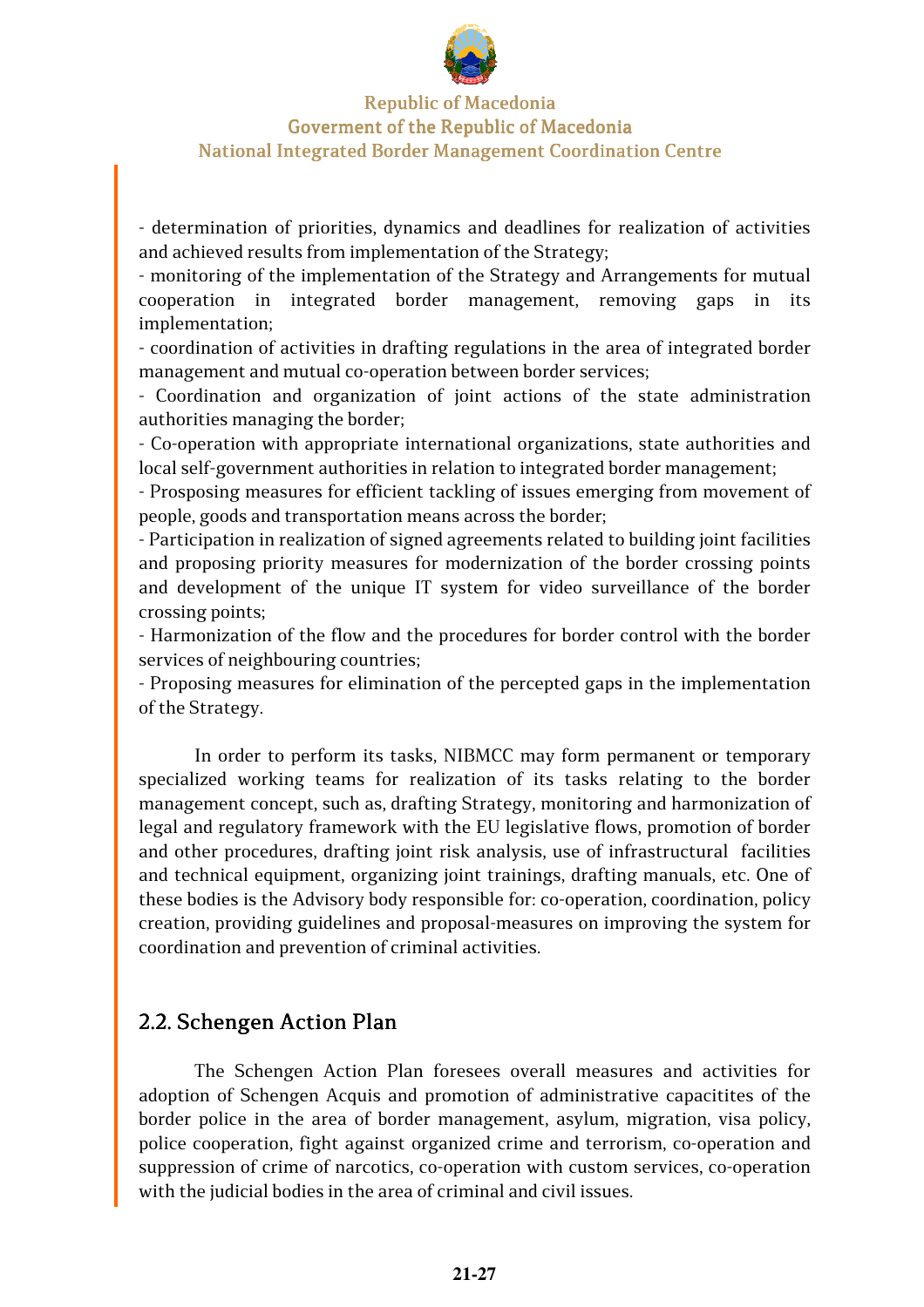- determination of priorities, dynamics and deadlines for realization of activities and achieved results from implementation of the Strategy;
- monitoring of the implementation of the Strategy and Arrangements for mutual cooperation in integrated border management, removing gaps in its implementation;
- coordination of activities in drafting regulations in the area of integrated border management and mutual co-operation between border services;
- Coordination and organization of joint actions of the state administration authorities managing the border;
- Co-operation with appropriate international organizations, state authorities and local self-government authorities in relation to integrated border management;
- Prosposing measures for efficient tackling of issues emerging from movement of people, goods and transportation means across the border;
- Participation in realization of signed agreements related to building joint facilities and proposing priority measures for modernization of the border crossing points and development of the unique IT system for video surveillance of the border crossing points;
- Harmonization of the flow and the procedures for border control with the border services of neighbouring countries;
- Proposing measures for elimination of the percepted gaps in the implementation of the Strategy.

In order to perform its tasks, NIBMCC may form permanent or temporary specialized working teams for realization of its tasks relating to the border management concept, such as, drafting Strategy, monitoring and harmonization of legal and regulatory framework with the EU legislative flows, promotion of border and other procedures, drafting joint risk analysis, use of infrastructural facilities and technical equipment, organizing joint trainings, drafting manuals, etc. One of these bodies is the Advisory body responsible for: co-operation, coordination, policy creation, providing guidelines and proposal-measures on improving the system for coordination and prevention of criminal activities.

## 2.2. Schengen Action Plan

The Schengen Action Plan foresees overall measures and activities for adoption of Schengen Acquis and promotion of administrative capacitites of the border police in the area of border management, asylum, migration, visa policy, police cooperation, fight against organized crime and terrorism, co-operation and suppression of crime of narcotics, co-operation with custom services, co-operation with the judicial bodies in the area of criminal and civil issues.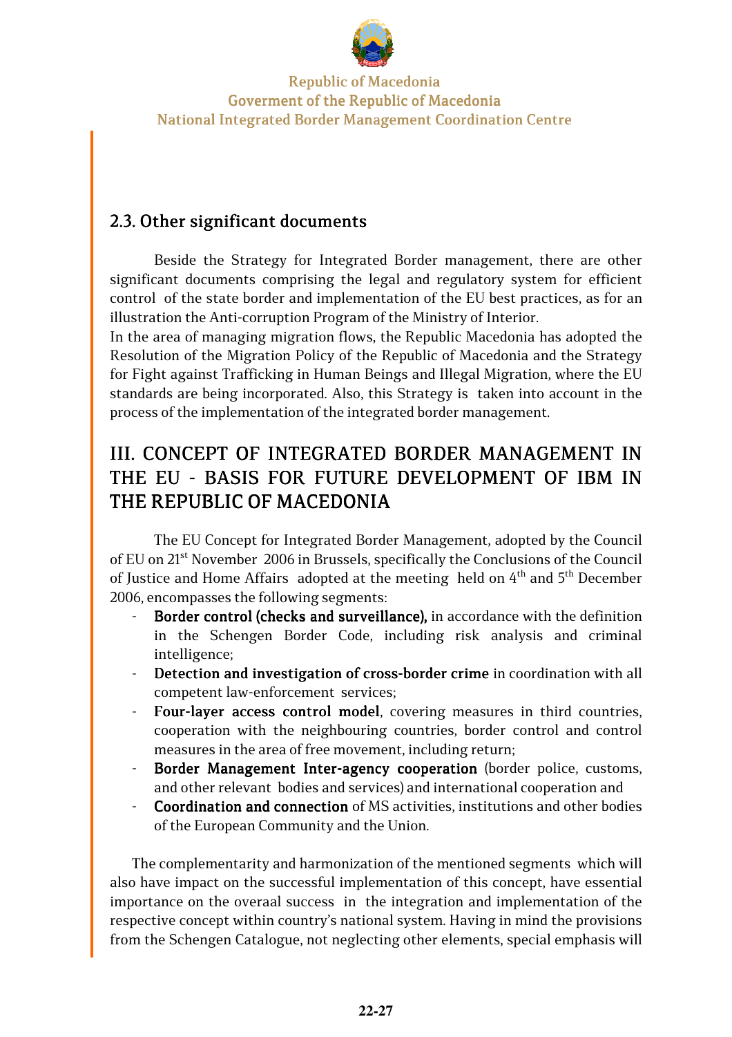## 2.3. Other significant documents

Beside the Strategy for Integrated Border management, there are other significant documents comprising the legal and regulatory system for efficient control of the state border and implementation of the EU best practices, as for an illustration the Anti-corruption Program of the Ministry of Interior.

In the area of managing migration flows, the Republic Macedonia has adopted the Resolution of the Migration Policy of the Republic of Macedonia and the Strategy for Fight against Trafficking in Human Beings and Illegal Migration, where the EU standards are being incorporated. Also, this Strategy is taken into account in the process of the implementation of the integrated border management.

# III. CONCEPT OF INTEGRATED BORDER MANAGEMENT IN THE EU - BASIS FOR FUTURE DEVELOPMENT OF IBM IN THE REPUBLIC OF MACEDONIA

The EU Concept for Integrated Border Management, adopted by the Council of EU on 21st November 2006 in Brussels, specifically the Conclusions of the Council of Justice and Home Affairs adopted at the meeting held on 4th and 5th December 2006, encompasses the following segments:

- **Border control (checks and surveillance),** in accordance with the definition in the Schengen Border Code, including risk analysis and criminal intelligence;
- **Detection and investigation of cross-border crime** in coordination with all competent law-enforcement services;
- **Four-layer access control model**, covering measures in third countries, cooperation with the neighbouring countries, border control and control measures in the area of free movement, including return;
- **Border Management Inter-agency cooperation** (border police, customs, and other relevant bodies and services) and international cooperation and
- **Coordination and connection** of MS activities, institutions and other bodies of the European Community and the Union.

The complementarity and harmonization of the mentioned segments which will also have impact on the successful implementation of this concept, have essential importance on the overaal success in the integration and implementation of the respective concept within country's national system. Having in mind the provisions from the Schengen Catalogue, not neglecting other elements, special emphasis will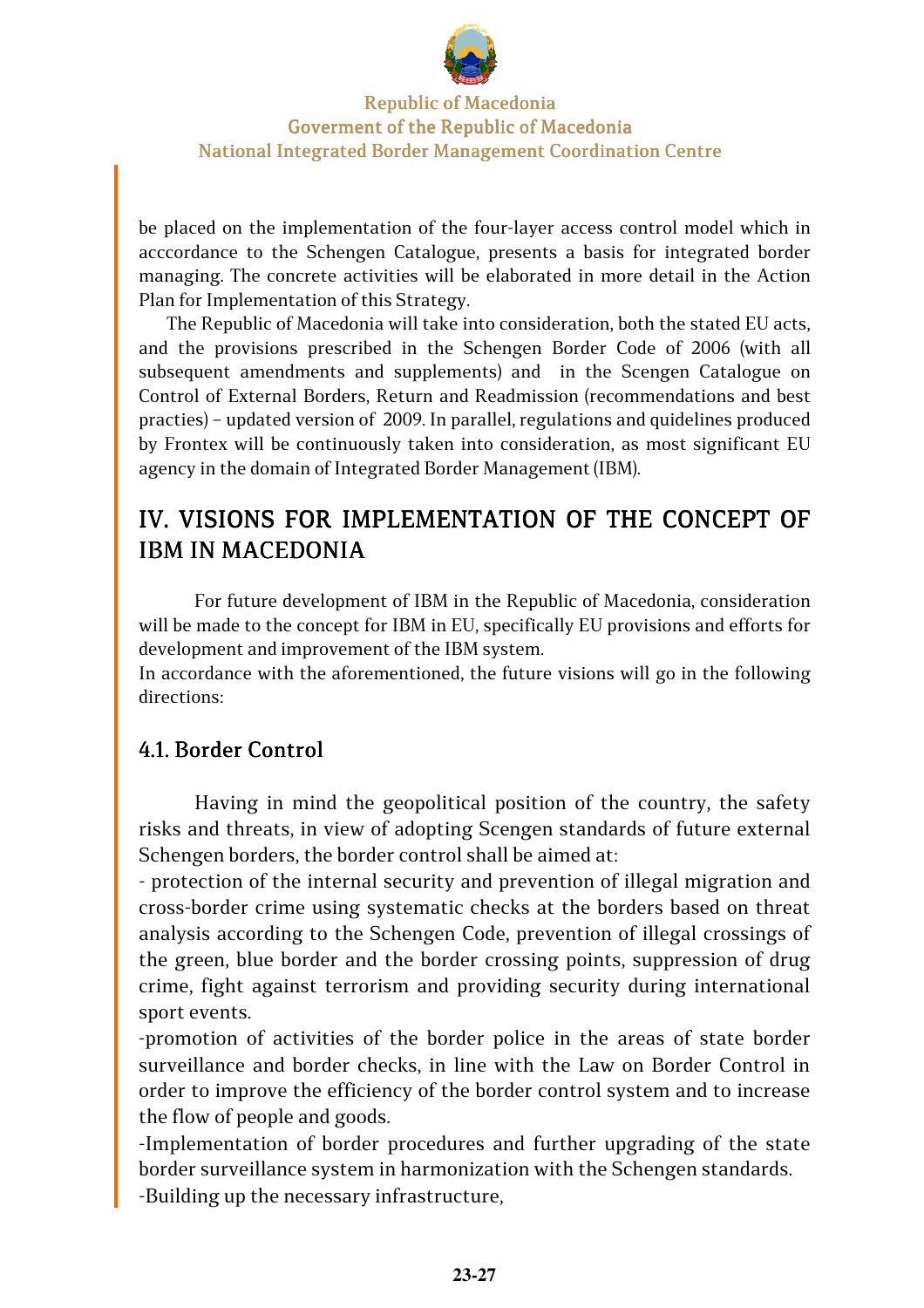be placed on the implementation of the four-layer access control model which in acccordance to the Schengen Catalogue, presents a basis for integrated border managing. The concrete activities will be elaborated in more detail in the Action Plan for Implementation of this Strategy.

The Republic of Macedonia will take into consideration, both the stated EU acts, and the provisions prescribed in the Schengen Border Code of 2006 (with all subsequent amendments and supplements) and in the Scengen Catalogue on Control of External Borders, Return and Readmission (recommendations and best practies) – updated version of 2009. In parallel, regulations and quidelines produced by Frontex will be continuously taken into consideration, as most significant EU agency in the domain of Integrated Border Management (IBM).

## IV. VISIONS FOR IMPLEMENTATION OF THE CONCEPT OF IBM IN MACEDONIA

For future development of IBM in the Republic of Macedonia, consideration will be made to the concept for IBM in EU, specifically EU provisions and efforts for development and improvement of the IBM system.

In accordance with the aforementioned, the future visions will go in the following directions:

### 4.1. Border Control

Having in mind the geopolitical position of the country, the safety risks and threats, in view of adopting Scengen standards of future external Schengen borders, the border control shall be aimed at:

- protection of the internal security and prevention of illegal migration and cross-border crime using systematic checks at the borders based on threat analysis according to the Schengen Code, prevention of illegal crossings of the green, blue border and the border crossing points, suppression of drug crime, fight against terrorism and providing security during international sport events.
- promotion of activities of the border police in the areas of state border surveillance and border checks, in line with the Law on Border Control in order to improve the efficiency of the border control system and to increase the flow of people and goods.
- Implementation of border procedures and further upgrading of the state border surveillance system in harmonization with the Schengen standards.
- Building up the necessary infrastructure,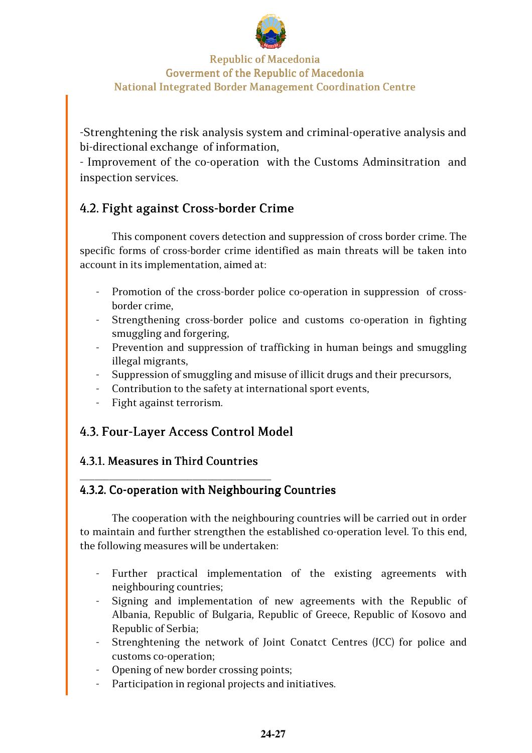-Strenghtening the risk analysis system and criminal-operative analysis and bi-directional exchange of information,
- Improvement of the co-operation with the Customs Adminsitration and inspection services.

## 4.2. Fight against Cross-border Crime

This component covers detection and suppression of cross border crime. The specific forms of cross-border crime identified as main threats will be taken into account in its implementation, aimed at:

- Promotion of the cross-border police co-operation in suppression of cross-border crime,
- Strengthening cross-border police and customs co-operation in fighting smuggling and forgering,
- Prevention and suppression of trafficking in human beings and smuggling illegal migrants,
- Suppression of smuggling and misuse of illicit drugs and their precursors,
- Contribution to the safety at international sport events,
- Fight against terrorism.

## 4.3. Four-Layer Access Control Model

### 4.3.1. Measures in Third Countries

---

### 4.3.2. Co-operation with Neighbouring Countries

The cooperation with the neighbouring countries will be carried out in order to maintain and further strengthen the established co-operation level. To this end, the following measures will be undertaken:

- Further practical implementation of the existing agreements with neighbouring countries;
- Signing and implementation of new agreements with the Republic of Albania, Republic of Bulgaria, Republic of Greece, Republic of Kosovo and Republic of Serbia;
- Strenghtening the network of Joint Conatct Centres (JCC) for police and customs co-operation;
- Opening of new border crossing points;
- Participation in regional projects and initiatives.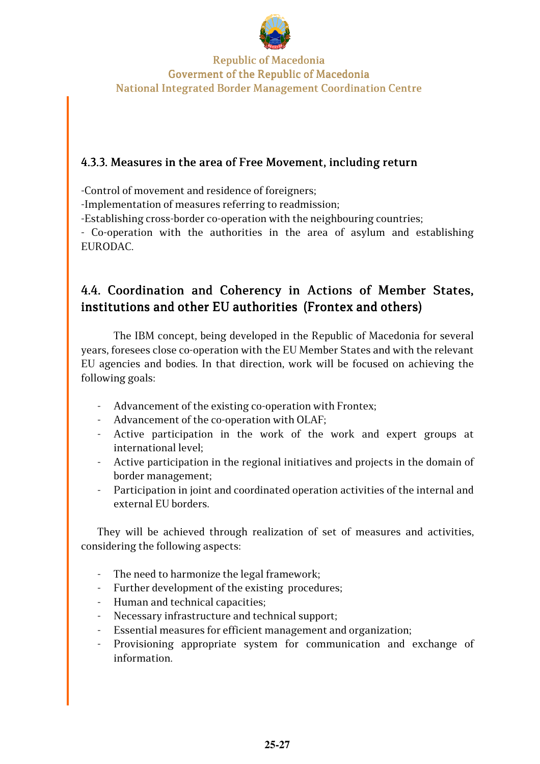### 4.3.3. Measures in the area of Free Movement, including return

-Control of movement and residence of foreigners;
-Implementation of measures referring to readmission;
-Establishing cross-border co-operation with the neighbouring countries;
- Co-operation with the authorities in the area of asylum and establishing EURODAC.

## 4.4. Coordination and Coherency in Actions of Member States, institutions and other EU authorities (Frontex and others)

The IBM concept, being developed in the Republic of Macedonia for several years, foresees close co-operation with the EU Member States and with the relevant EU agencies and bodies. In that direction, work will be focused on achieving the following goals:

- Advancement of the existing co-operation with Frontex;
- Advancement of the co-operation with OLAF;
- Active participation in the work of the work and expert groups at international level;
- Active participation in the regional initiatives and projects in the domain of border management;
- Participation in joint and coordinated operation activities of the internal and external EU borders.

They will be achieved through realization of set of measures and activities, considering the following aspects:

- The need to harmonize the legal framework;
- Further development of the existing procedures;
- Human and technical capacities;
- Necessary infrastructure and technical support;
- Essential measures for efficient management and organization;
- Provisioning appropriate system for communication and exchange of information.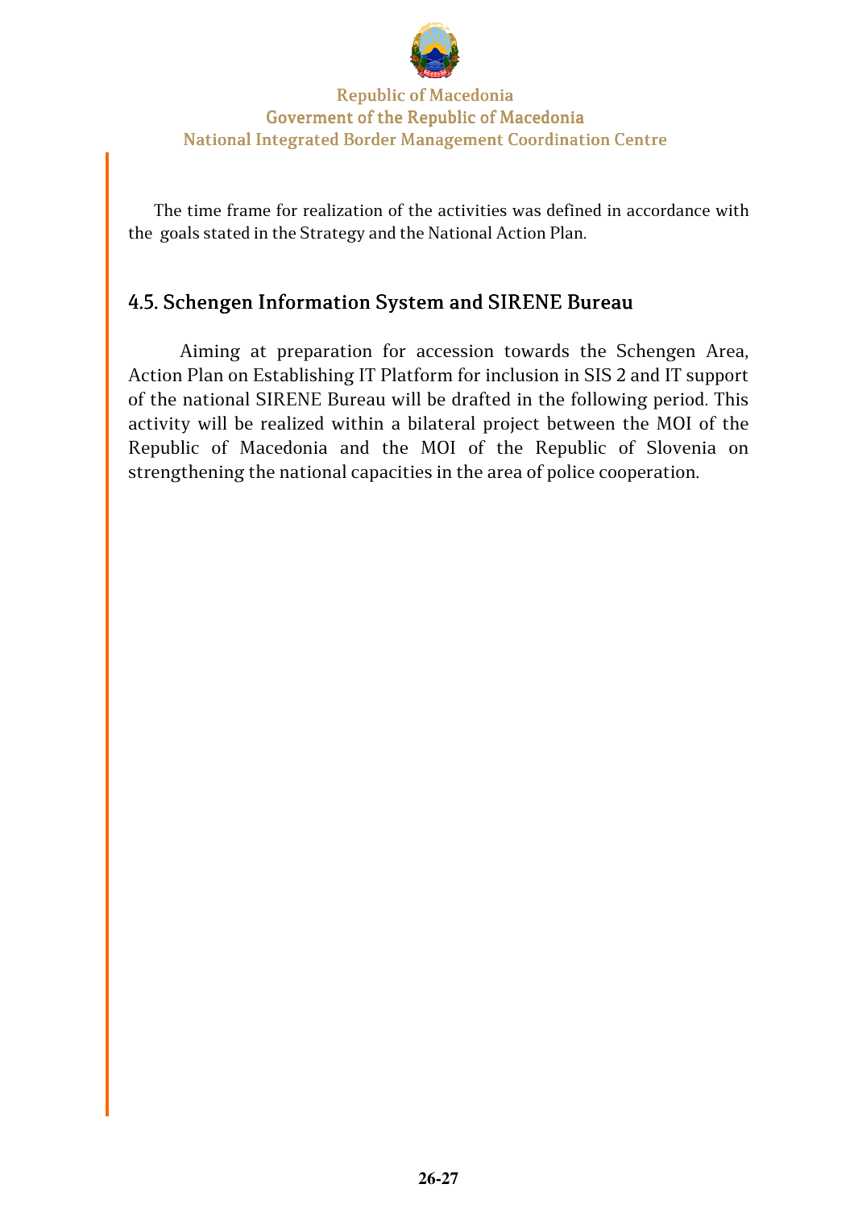The time frame for realization of the activities was defined in accordance with the goals stated in the Strategy and the National Action Plan.

## 4.5. Schengen Information System and SIRENE Bureau

Aiming at preparation for accession towards the Schengen Area, Action Plan on Establishing IT Platform for inclusion in SIS 2 and IT support of the national SIRENE Bureau will be drafted in the following period. This activity will be realized within a bilateral project between the MOI of the Republic of Macedonia and the MOI of the Republic of Slovenia on strengthening the national capacities in the area of police cooperation.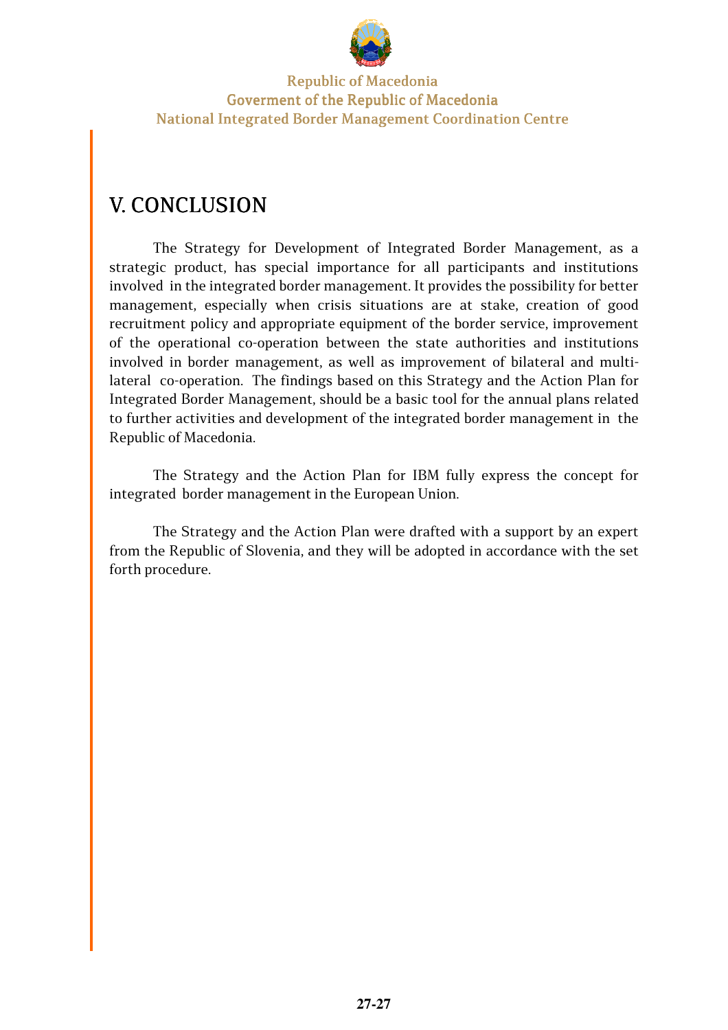Republic of Macedonia
Goverment of the Republic of Macedonia
National Integrated Border Management Coordination Centre

# V. CONCLUSION

The Strategy for Development of Integrated Border Management, as a strategic product, has special importance for all participants and institutions involved in the integrated border management. It provides the possibility for better management, especially when crisis situations are at stake, creation of good recruitment policy and appropriate equipment of the border service, improvement of the operational co-operation between the state authorities and institutions involved in border management, as well as improvement of bilateral and multi-lateral co-operation. The findings based on this Strategy and the Action Plan for Integrated Border Management, should be a basic tool for the annual plans related to further activities and development of the integrated border management in the Republic of Macedonia.

The Strategy and the Action Plan for IBM fully express the concept for integrated border management in the European Union.

The Strategy and the Action Plan were drafted with a support by an expert from the Republic of Slovenia, and they will be adopted in accordance with the set forth procedure.